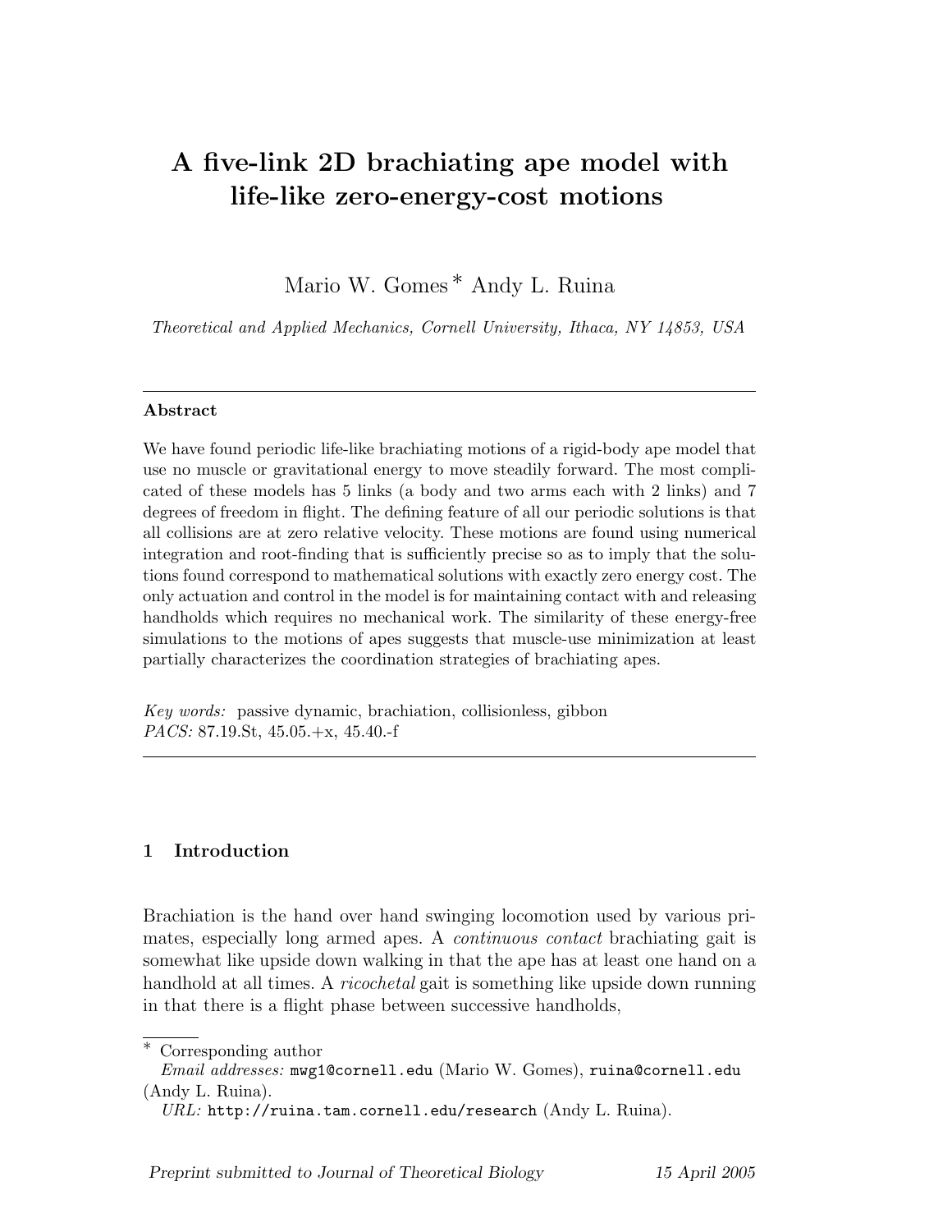# A five-link 2D brachiating ape model with life-like zero-energy-cost motions

Mario W. Gomes * Andy L. Ruina

*Theoretical and Applied Mechanics, Cornell University, Ithaca, NY 14853, USA*

---

**Abstract**

We have found periodic life-like brachiating motions of a rigid-body ape model that use no muscle or gravitational energy to move steadily forward. The most complicated of these models has 5 links (a body and two arms each with 2 links) and 7 degrees of freedom in flight. The defining feature of all our periodic solutions is that all collisions are at zero relative velocity. These motions are found using numerical integration and root-finding that is sufficiently precise so as to imply that the solutions found correspond to mathematical solutions with exactly zero energy cost. The only actuation and control in the model is for maintaining contact with and releasing handholds which requires no mechanical work. The similarity of these energy-free simulations to the motions of apes suggests that muscle-use minimization at least partially characterizes the coordination strategies of brachiating apes.

*Key words:* passive dynamic, brachiation, collisionless, gibbon
*PACS:* 87.19.St, 45.05.+x, 45.40.-f

---

## 1 Introduction

Brachiation is the hand over hand swinging locomotion used by various primates, especially long armed apes. A *continuous contact* brachiating gait is somewhat like upside down walking in that the ape has at least one hand on a handhold at all times. A *ricochetal* gait is something like upside down running in that there is a flight phase between successive handholds,

---

\* Corresponding author
*Email addresses:* mwg1@cornell.edu (Mario W. Gomes), ruina@cornell.edu (Andy L. Ruina).
*URL:* http://ruina.tam.cornell.edu/research (Andy L. Ruina).

Preprint submitted to Journal of Theoretical Biology 15 April 2005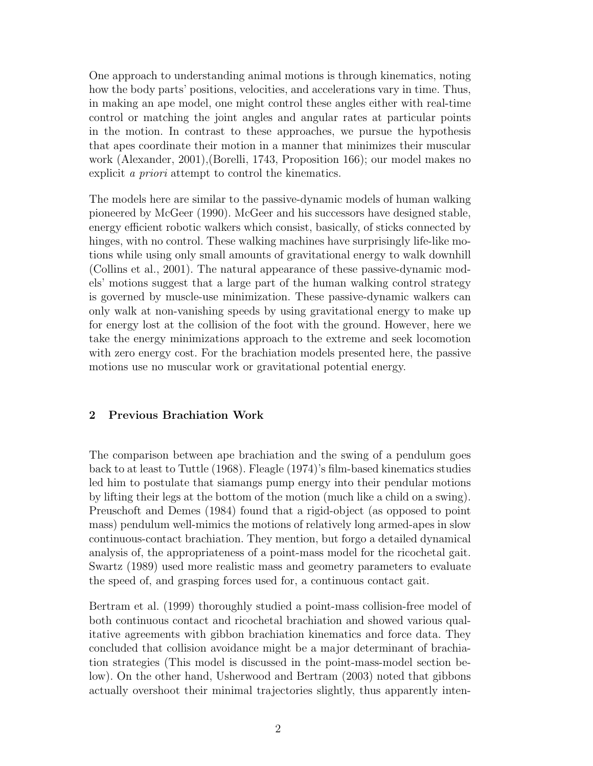One approach to understanding animal motions is through kinematics, noting how the body parts' positions, velocities, and accelerations vary in time. Thus, in making an ape model, one might control these angles either with real-time control or matching the joint angles and angular rates at particular points in the motion. In contrast to these approaches, we pursue the hypothesis that apes coordinate their motion in a manner that minimizes their muscular work (Alexander, 2001),(Borelli, 1743, Proposition 166); our model makes no explicit *a priori* attempt to control the kinematics.

The models here are similar to the passive-dynamic models of human walking pioneered by McGeer (1990). McGeer and his successors have designed stable, energy efficient robotic walkers which consist, basically, of sticks connected by hinges, with no control. These walking machines have surprisingly life-like motions while using only small amounts of gravitational energy to walk downhill (Collins et al., 2001). The natural appearance of these passive-dynamic models' motions suggest that a large part of the human walking control strategy is governed by muscle-use minimization. These passive-dynamic walkers can only walk at non-vanishing speeds by using gravitational energy to make up for energy lost at the collision of the foot with the ground. However, here we take the energy minimizations approach to the extreme and seek locomotion with zero energy cost. For the brachiation models presented here, the passive motions use no muscular work or gravitational potential energy.

## 2 Previous Brachiation Work

The comparison between ape brachiation and the swing of a pendulum goes back to at least to Tuttle (1968). Fleagle (1974)'s film-based kinematics studies led him to postulate that siamangs pump energy into their pendular motions by lifting their legs at the bottom of the motion (much like a child on a swing). Preuschoft and Demes (1984) found that a rigid-object (as opposed to point mass) pendulum well-mimics the motions of relatively long armed-apes in slow continuous-contact brachiation. They mention, but forgo a detailed dynamical analysis of, the appropriateness of a point-mass model for the ricochetal gait. Swartz (1989) used more realistic mass and geometry parameters to evaluate the speed of, and grasping forces used for, a continuous contact gait.

Bertram et al. (1999) thoroughly studied a point-mass collision-free model of both continuous contact and ricochetal brachiation and showed various qualitative agreements with gibbon brachiation kinematics and force data. They concluded that collision avoidance might be a major determinant of brachiation strategies (This model is discussed in the point-mass-model section below). On the other hand, Usherwood and Bertram (2003) noted that gibbons actually overshoot their minimal trajectories slightly, thus apparently inten-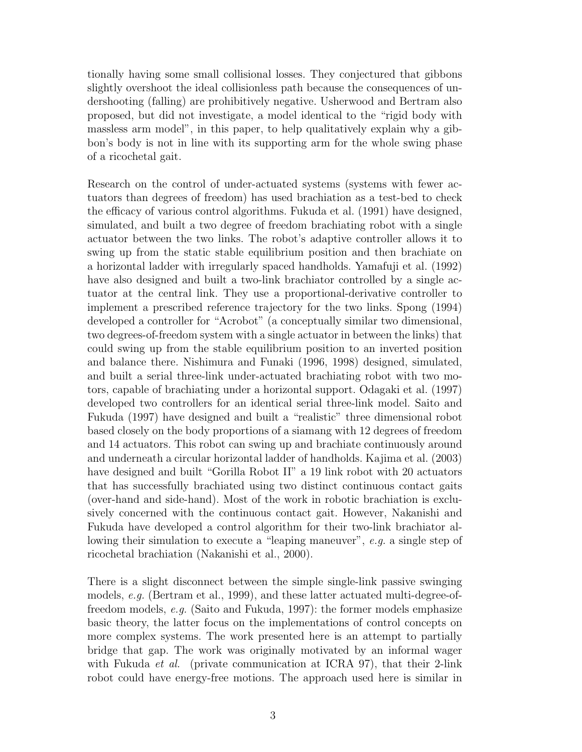tionally having some small collisional losses. They conjectured that gibbons slightly overshoot the ideal collisionless path because the consequences of undershooting (falling) are prohibitively negative. Usherwood and Bertram also proposed, but did not investigate, a model identical to the "rigid body with massless arm model", in this paper, to help qualitatively explain why a gibbon's body is not in line with its supporting arm for the whole swing phase of a ricochetal gait.

Research on the control of under-actuated systems (systems with fewer actuators than degrees of freedom) has used brachiation as a test-bed to check the efficacy of various control algorithms. Fukuda et al. (1991) have designed, simulated, and built a two degree of freedom brachiating robot with a single actuator between the two links. The robot's adaptive controller allows it to swing up from the static stable equilibrium position and then brachiate on a horizontal ladder with irregularly spaced handholds. Yamafuji et al. (1992) have also designed and built a two-link brachiator controlled by a single actuator at the central link. They use a proportional-derivative controller to implement a prescribed reference trajectory for the two links. Spong (1994) developed a controller for "Acrobot" (a conceptually similar two dimensional, two degrees-of-freedom system with a single actuator in between the links) that could swing up from the stable equilibrium position to an inverted position and balance there. Nishimura and Funaki (1996, 1998) designed, simulated, and built a serial three-link under-actuated brachiating robot with two motors, capable of brachiating under a horizontal support. Odagaki et al. (1997) developed two controllers for an identical serial three-link model. Saito and Fukuda (1997) have designed and built a "realistic" three dimensional robot based closely on the body proportions of a siamang with 12 degrees of freedom and 14 actuators. This robot can swing up and brachiate continuously around and underneath a circular horizontal ladder of handholds. Kajima et al. (2003) have designed and built "Gorilla Robot II" a 19 link robot with 20 actuators that has successfully brachiated using two distinct continuous contact gaits (over-hand and side-hand). Most of the work in robotic brachiation is exclusively concerned with the continuous contact gait. However, Nakanishi and Fukuda have developed a control algorithm for their two-link brachiator allowing their simulation to execute a "leaping maneuver", *e.g.* a single step of ricochetal brachiation (Nakanishi et al., 2000).

There is a slight disconnect between the simple single-link passive swinging models, *e.g.* (Bertram et al., 1999), and these latter actuated multi-degree-of-freedom models, *e.g.* (Saito and Fukuda, 1997): the former models emphasize basic theory, the latter focus on the implementations of control concepts on more complex systems. The work presented here is an attempt to partially bridge that gap. The work was originally motivated by an informal wager with Fukuda *et al.* (private communication at ICRA 97), that their 2-link robot could have energy-free motions. The approach used here is similar in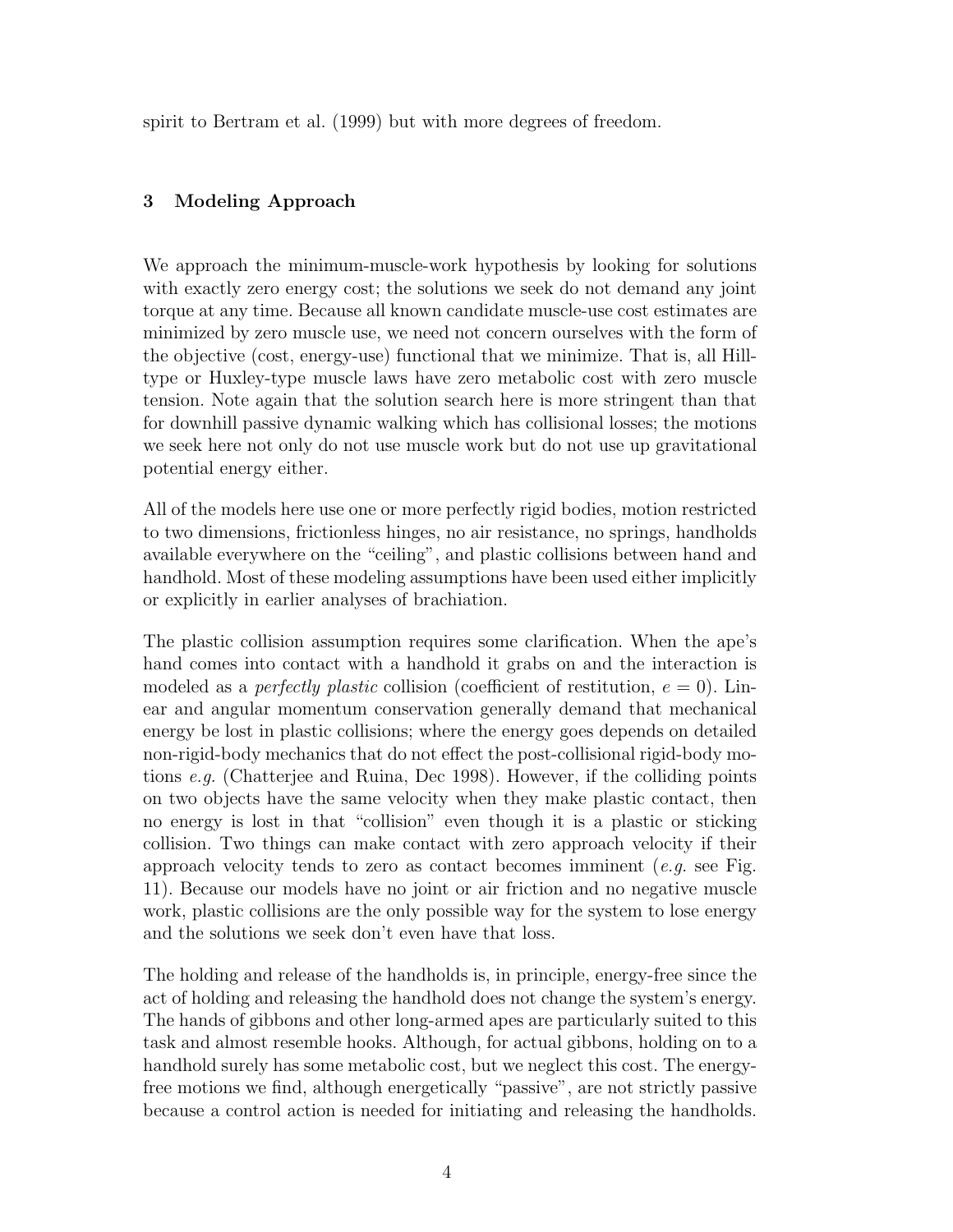spirit to Bertram et al. (1999) but with more degrees of freedom.

## 3 Modeling Approach

We approach the minimum-muscle-work hypothesis by looking for solutions with exactly zero energy cost; the solutions we seek do not demand any joint torque at any time. Because all known candidate muscle-use cost estimates are minimized by zero muscle use, we need not concern ourselves with the form of the objective (cost, energy-use) functional that we minimize. That is, all Hill-type or Huxley-type muscle laws have zero metabolic cost with zero muscle tension. Note again that the solution search here is more stringent than that for downhill passive dynamic walking which has collisional losses; the motions we seek here not only do not use muscle work but do not use up gravitational potential energy either.

All of the models here use one or more perfectly rigid bodies, motion restricted to two dimensions, frictionless hinges, no air resistance, no springs, handholds available everywhere on the "ceiling", and plastic collisions between hand and handhold. Most of these modeling assumptions have been used either implicitly or explicitly in earlier analyses of brachiation.

The plastic collision assumption requires some clarification. When the ape's hand comes into contact with a handhold it grabs on and the interaction is modeled as a *perfectly plastic* collision (coefficient of restitution, $e = 0$). Linear and angular momentum conservation generally demand that mechanical energy be lost in plastic collisions; where the energy goes depends on detailed non-rigid-body mechanics that do not effect the post-collisional rigid-body motions *e.g.* (Chatterjee and Ruina, Dec 1998). However, if the colliding points on two objects have the same velocity when they make plastic contact, then no energy is lost in that "collision" even though it is a plastic or sticking collision. Two things can make contact with zero approach velocity if their approach velocity tends to zero as contact becomes imminent (*e.g.* see Fig. 11). Because our models have no joint or air friction and no negative muscle work, plastic collisions are the only possible way for the system to lose energy and the solutions we seek don't even have that loss.

The holding and release of the handholds is, in principle, energy-free since the act of holding and releasing the handhold does not change the system's energy. The hands of gibbons and other long-armed apes are particularly suited to this task and almost resemble hooks. Although, for actual gibbons, holding on to a handhold surely has some metabolic cost, but we neglect this cost. The energy-free motions we find, although energetically "passive", are not strictly passive because a control action is needed for initiating and releasing the handholds.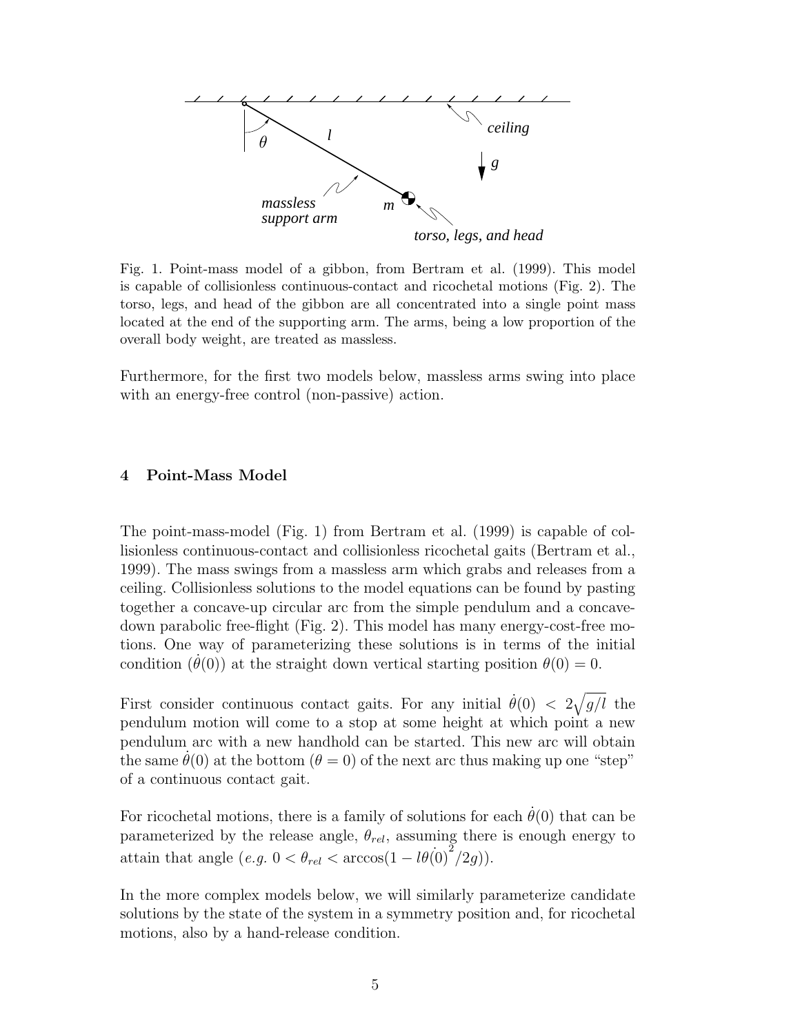Fig. 1. Point-mass model of a gibbon, from Bertram et al. (1999). This model is capable of collisionless continuous-contact and ricochetal motions (Fig. 2). The torso, legs, and head of the gibbon are all concentrated into a single point mass located at the end of the supporting arm. The arms, being a low proportion of the overall body weight, are treated as massless.

Furthermore, for the first two models below, massless arms swing into place with an energy-free control (non-passive) action.

## 4 Point-Mass Model

The point-mass-model (Fig. 1) from Bertram et al. (1999) is capable of collisionless continuous-contact and collisionless ricochetal gaits (Bertram et al., 1999). The mass swings from a massless arm which grabs and releases from a ceiling. Collisionless solutions to the model equations can be found by pasting together a concave-up circular arc from the simple pendulum and a concave-down parabolic free-flight (Fig. 2). This model has many energy-cost-free motions. One way of parameterizing these solutions is in terms of the initial condition ($\dot{\theta}(0)$) at the straight down vertical starting position $\theta(0) = 0$.

First consider continuous contact gaits. For any initial $\dot{\theta}(0) < 2\sqrt{g/l}$ the pendulum motion will come to a stop at some height at which point a new pendulum arc with a new handhold can be started. This new arc will obtain the same $\dot{\theta}(0)$ at the bottom ($\theta = 0$) of the next arc thus making up one "step" of a continuous contact gait.

For ricochetal motions, there is a family of solutions for each $\dot{\theta}(0)$ that can be parameterized by the release angle, $\theta_{rel}$, assuming there is enough energy to attain that angle (*e.g.* $0 < \theta_{rel} < \arccos(1 - l\dot{\theta}(0)^2/2g)$).

In the more complex models below, we will similarly parameterize candidate solutions by the state of the system in a symmetry position and, for ricochetal motions, also by a hand-release condition.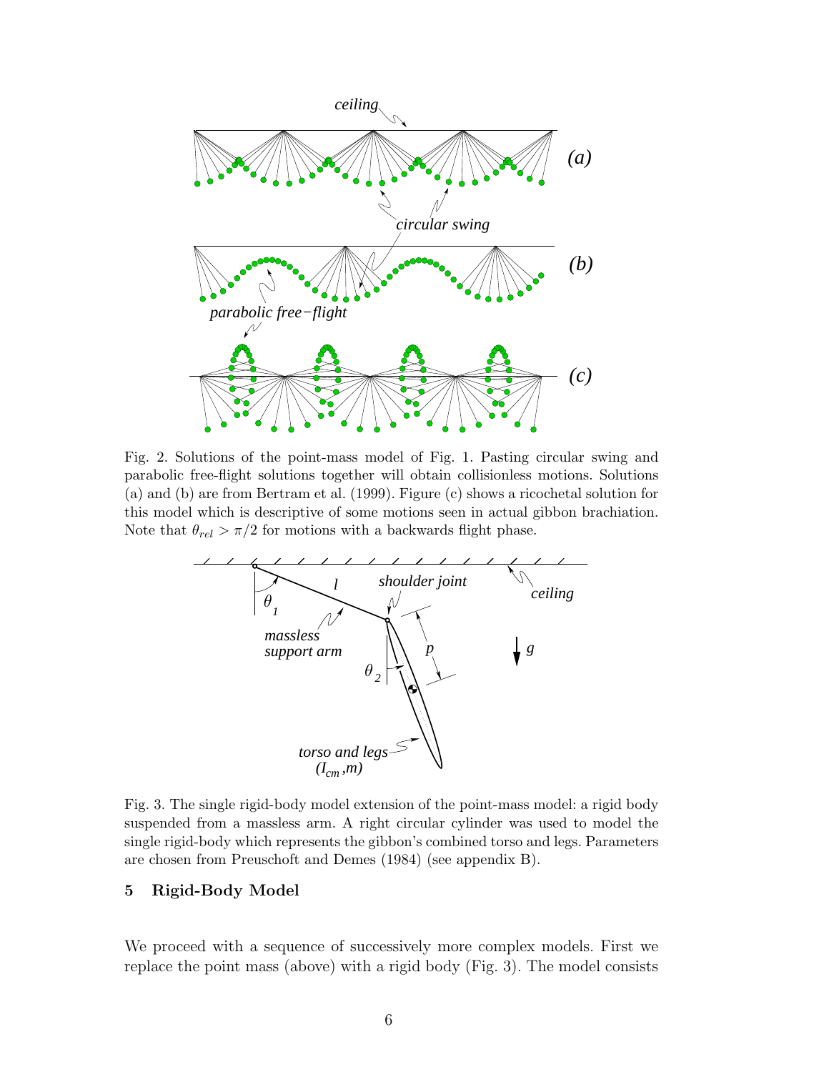Fig. 2. Solutions of the point-mass model of Fig. 1. Pasting circular swing and parabolic free-flight solutions together will obtain collisionless motions. Solutions (a) and (b) are from Bertram et al. (1999). Figure (c) shows a ricochetal solution for this model which is descriptive of some motions seen in actual gibbon brachiation. Note that $\theta_{rel} > \pi/2$ for motions with a backwards flight phase.

Fig. 3. The single rigid-body model extension of the point-mass model: a rigid body suspended from a massless arm. A right circular cylinder was used to model the single rigid-body which represents the gibbon's combined torso and legs. Parameters are chosen from Preuschoft and Demes (1984) (see appendix B).

## 5 Rigid-Body Model

We proceed with a sequence of successively more complex models. First we replace the point mass (above) with a rigid body (Fig. 3). The model consists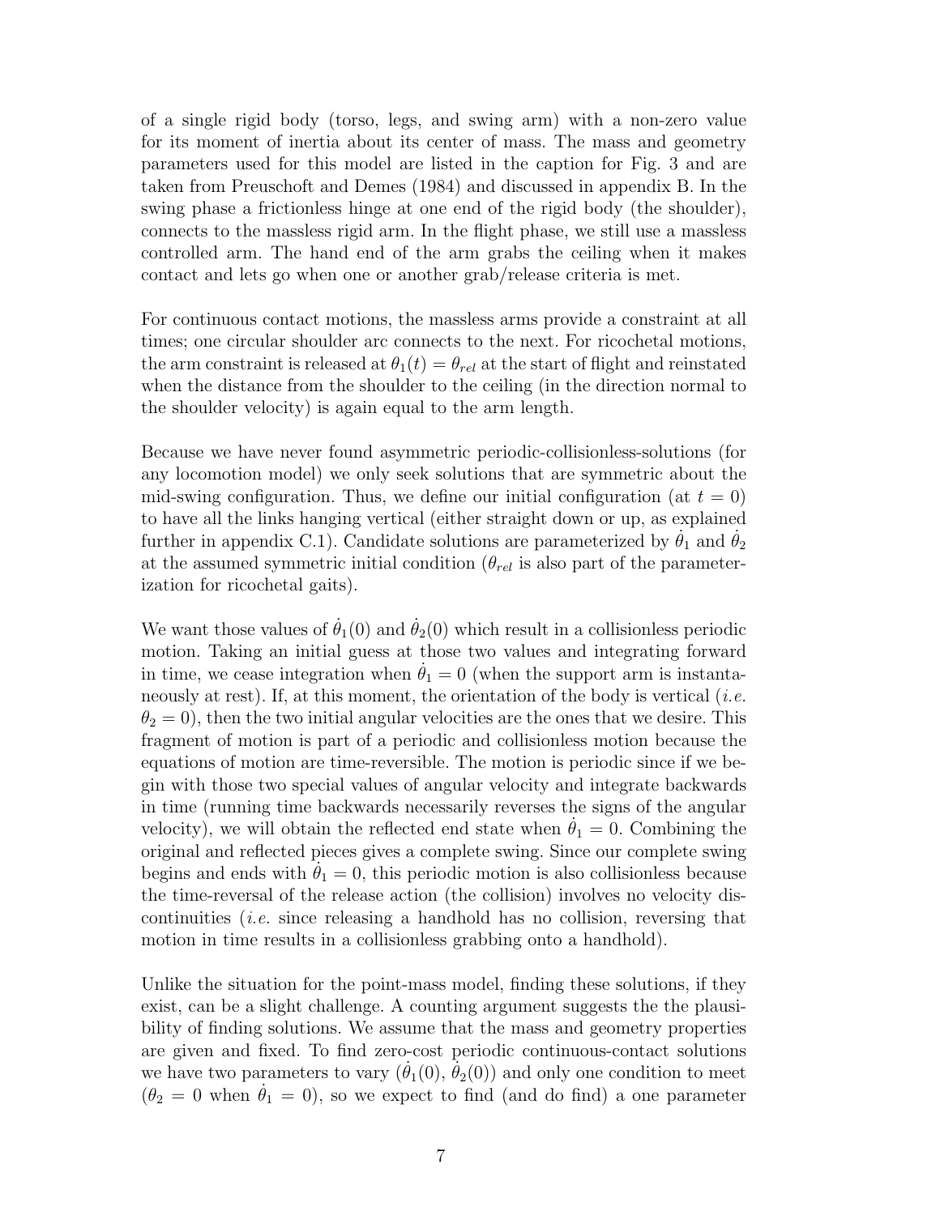of a single rigid body (torso, legs, and swing arm) with a non-zero value for its moment of inertia about its center of mass. The mass and geometry parameters used for this model are listed in the caption for Fig. 3 and are taken from Preuschoft and Demes (1984) and discussed in appendix B. In the swing phase a frictionless hinge at one end of the rigid body (the shoulder), connects to the massless rigid arm. In the flight phase, we still use a massless controlled arm. The hand end of the arm grabs the ceiling when it makes contact and lets go when one or another grab/release criteria is met.

For continuous contact motions, the massless arms provide a constraint at all times; one circular shoulder arc connects to the next. For ricochetal motions, the arm constraint is released at $\theta_1(t) = \theta_{rel}$ at the start of flight and reinstated when the distance from the shoulder to the ceiling (in the direction normal to the shoulder velocity) is again equal to the arm length.

Because we have never found asymmetric periodic-collisionless-solutions (for any locomotion model) we only seek solutions that are symmetric about the mid-swing configuration. Thus, we define our initial configuration (at $t = 0$) to have all the links hanging vertical (either straight down or up, as explained further in appendix C.1). Candidate solutions are parameterized by $\dot{\theta}_1$ and $\dot{\theta}_2$ at the assumed symmetric initial condition ($\theta_{rel}$ is also part of the parameterization for ricochetal gaits).

We want those values of $\dot{\theta}_1(0)$ and $\dot{\theta}_2(0)$ which result in a collisionless periodic motion. Taking an initial guess at those two values and integrating forward in time, we cease integration when $\dot{\theta}_1 = 0$ (when the support arm is instantaneously at rest). If, at this moment, the orientation of the body is vertical (*i.e.* $\theta_2 = 0$), then the two initial angular velocities are the ones that we desire. This fragment of motion is part of a periodic and collisionless motion because the equations of motion are time-reversible. The motion is periodic since if we begin with those two special values of angular velocity and integrate backwards in time (running time backwards necessarily reverses the signs of the angular velocity), we will obtain the reflected end state when $\dot{\theta}_1 = 0$. Combining the original and reflected pieces gives a complete swing. Since our complete swing begins and ends with $\dot{\theta}_1 = 0$, this periodic motion is also collisionless because the time-reversal of the release action (the collision) involves no velocity discontinuities (*i.e.* since releasing a handhold has no collision, reversing that motion in time results in a collisionless grabbing onto a handhold).

Unlike the situation for the point-mass model, finding these solutions, if they exist, can be a slight challenge. A counting argument suggests the the plausibility of finding solutions. We assume that the mass and geometry properties are given and fixed. To find zero-cost periodic continuous-contact solutions we have two parameters to vary ($\dot{\theta}_1(0)$, $\dot{\theta}_2(0)$) and only one condition to meet ($\theta_2 = 0$ when $\dot{\theta}_1 = 0$), so we expect to find (and do find) a one parameter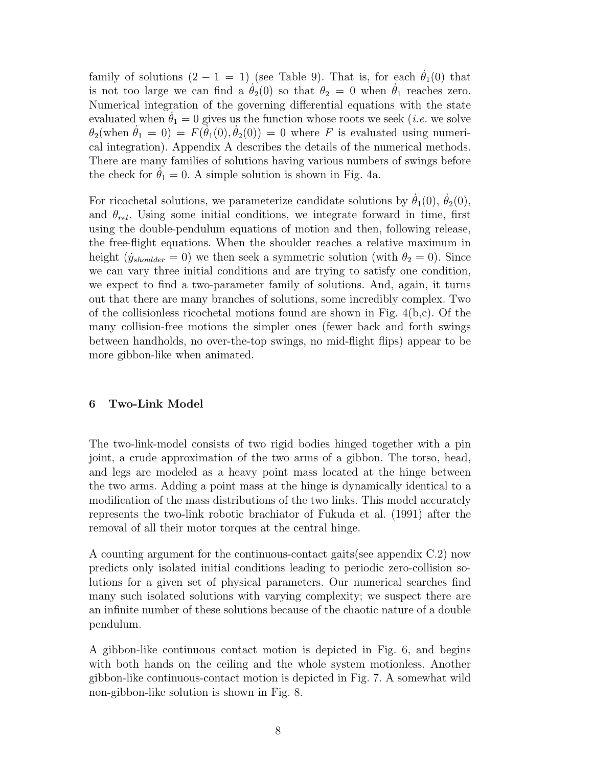family of solutions $(2 - 1 = 1)$ (see Table 9). That is, for each $\dot{\theta}_1(0)$ that is not too large we can find a $\dot{\theta}_2(0)$ so that $\theta_2 = 0$ when $\dot{\theta}_1$ reaches zero. Numerical integration of the governing differential equations with the state evaluated when $\dot{\theta}_1 = 0$ gives us the function whose roots we seek (*i.e.* we solve $\theta_2(\text{when } \dot{\theta}_1 = 0) = F(\dot{\theta}_1(0), \dot{\theta}_2(0)) = 0$ where $F$ is evaluated using numerical integration). Appendix A describes the details of the numerical methods. There are many families of solutions having various numbers of swings before the check for $\dot{\theta}_1 = 0$. A simple solution is shown in Fig. 4a.

For ricochetal solutions, we parameterize candidate solutions by $\dot{\theta}_1(0)$, $\dot{\theta}_2(0)$, and $\theta_{rel}$. Using some initial conditions, we integrate forward in time, first using the double-pendulum equations of motion and then, following release, the free-flight equations. When the shoulder reaches a relative maximum in height ($\dot{y}_{shoulder} = 0$) we then seek a symmetric solution (with $\theta_2 = 0$). Since we can vary three initial conditions and are trying to satisfy one condition, we expect to find a two-parameter family of solutions. And, again, it turns out that there are many branches of solutions, some incredibly complex. Two of the collisionless ricochetal motions found are shown in Fig. 4(b,c). Of the many collision-free motions the simpler ones (fewer back and forth swings between handholds, no over-the-top swings, no mid-flight flips) appear to be more gibbon-like when animated.

## 6 Two-Link Model

The two-link-model consists of two rigid bodies hinged together with a pin joint, a crude approximation of the two arms of a gibbon. The torso, head, and legs are modeled as a heavy point mass located at the hinge between the two arms. Adding a point mass at the hinge is dynamically identical to a modification of the mass distributions of the two links. This model accurately represents the two-link robotic brachiator of Fukuda et al. (1991) after the removal of all their motor torques at the central hinge.

A counting argument for the continuous-contact gaits(see appendix C.2) now predicts only isolated initial conditions leading to periodic zero-collision solutions for a given set of physical parameters. Our numerical searches find many such isolated solutions with varying complexity; we suspect there are an infinite number of these solutions because of the chaotic nature of a double pendulum.

A gibbon-like continuous contact motion is depicted in Fig. 6, and begins with both hands on the ceiling and the whole system motionless. Another gibbon-like continuous-contact motion is depicted in Fig. 7. A somewhat wild non-gibbon-like solution is shown in Fig. 8.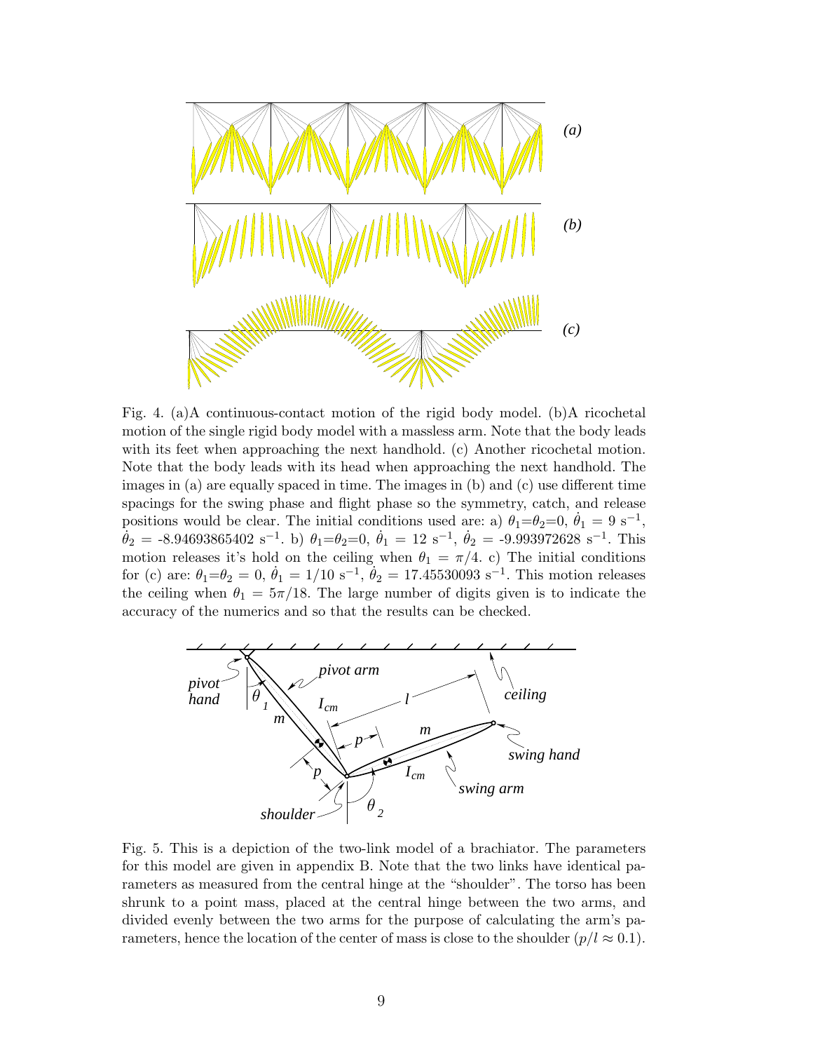Fig. 4. (a)A continuous-contact motion of the rigid body model. (b)A ricochetal motion of the single rigid body model with a massless arm. Note that the body leads with its feet when approaching the next handhold. (c) Another ricochetal motion. Note that the body leads with its head when approaching the next handhold. The images in (a) are equally spaced in time. The images in (b) and (c) use different time spacings for the swing phase and flight phase so the symmetry, catch, and release positions would be clear. The initial conditions used are: a) $\theta_1$=$\theta_2$=0, $\dot{\theta}_1$ = 9 s$^{-1}$, $\dot{\theta}_2$ = -8.94693865402 s$^{-1}$. b) $\theta_1$=$\theta_2$=0, $\dot{\theta}_1$ = 12 s$^{-1}$, $\dot{\theta}_2$ = -9.993972628 s$^{-1}$. This motion releases it's hold on the ceiling when $\theta_1 = \pi/4$. c) The initial conditions for (c) are: $\theta_1$=$\theta_2$ = 0, $\dot{\theta}_1$ = 1/10 s$^{-1}$, $\dot{\theta}_2$ = 17.45530093 s$^{-1}$. This motion releases the ceiling when $\theta_1 = 5\pi/18$. The large number of digits given is to indicate the accuracy of the numerics and so that the results can be checked.

Fig. 5. This is a depiction of the two-link model of a brachiator. The parameters for this model are given in appendix B. Note that the two links have identical parameters as measured from the central hinge at the "shoulder". The torso has been shrunk to a point mass, placed at the central hinge between the two arms, and divided evenly between the two arms for the purpose of calculating the arm's parameters, hence the location of the center of mass is close to the shoulder ($p/l \approx 0.1$).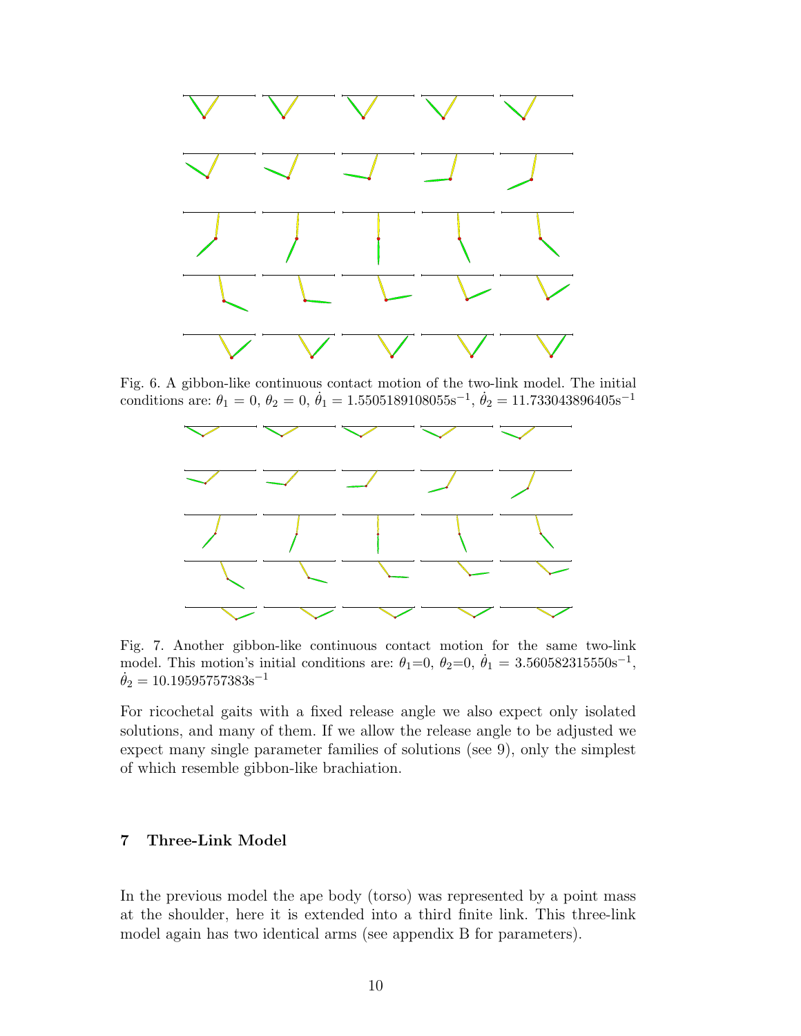Fig. 6. A gibbon-like continuous contact motion of the two-link model. The initial conditions are: $\theta_1 = 0$, $\theta_2 = 0$, $\dot{\theta}_1 = 1.5505189108055\text{s}^{-1}$, $\dot{\theta}_2 = 11.733043896405\text{s}^{-1}$

Fig. 7. Another gibbon-like continuous contact motion for the same two-link model. This motion's initial conditions are: $\theta_1$=0, $\theta_2$=0, $\dot{\theta}_1 = 3.560582315550\text{s}^{-1}$, $\dot{\theta}_2 = 10.19595757383\text{s}^{-1}$

For ricochetal gaits with a fixed release angle we also expect only isolated solutions, and many of them. If we allow the release angle to be adjusted we expect many single parameter families of solutions (see 9), only the simplest of which resemble gibbon-like brachiation.

## 7 Three-Link Model

In the previous model the ape body (torso) was represented by a point mass at the shoulder, here it is extended into a third finite link. This three-link model again has two identical arms (see appendix B for parameters).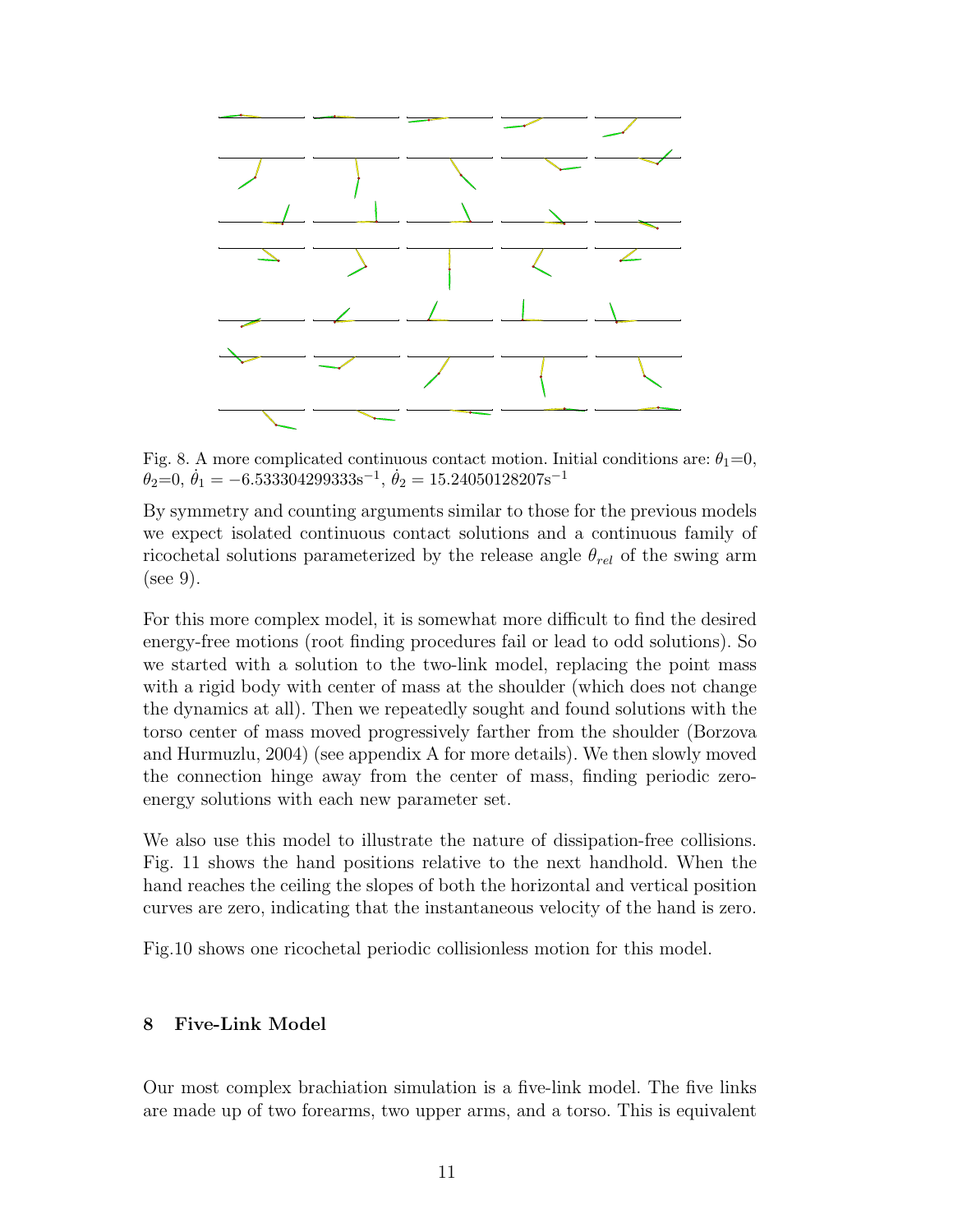Fig. 8. A more complicated continuous contact motion. Initial conditions are: $\theta_1$=0, $\theta_2$=0, $\dot{\theta}_1 = -6.533304299333\text{s}^{-1}$, $\dot{\theta}_2 = 15.24050128207\text{s}^{-1}$

By symmetry and counting arguments similar to those for the previous models we expect isolated continuous contact solutions and a continuous family of ricochetal solutions parameterized by the release angle $\theta_{rel}$ of the swing arm (see 9).

For this more complex model, it is somewhat more difficult to find the desired energy-free motions (root finding procedures fail or lead to odd solutions). So we started with a solution to the two-link model, replacing the point mass with a rigid body with center of mass at the shoulder (which does not change the dynamics at all). Then we repeatedly sought and found solutions with the torso center of mass moved progressively farther from the shoulder (Borzova and Hurmuzlu, 2004) (see appendix A for more details). We then slowly moved the connection hinge away from the center of mass, finding periodic zero-energy solutions with each new parameter set.

We also use this model to illustrate the nature of dissipation-free collisions. Fig. 11 shows the hand positions relative to the next handhold. When the hand reaches the ceiling the slopes of both the horizontal and vertical position curves are zero, indicating that the instantaneous velocity of the hand is zero.

Fig.10 shows one ricochetal periodic collisionless motion for this model.

## 8 Five-Link Model

Our most complex brachiation simulation is a five-link model. The five links are made up of two forearms, two upper arms, and a torso. This is equivalent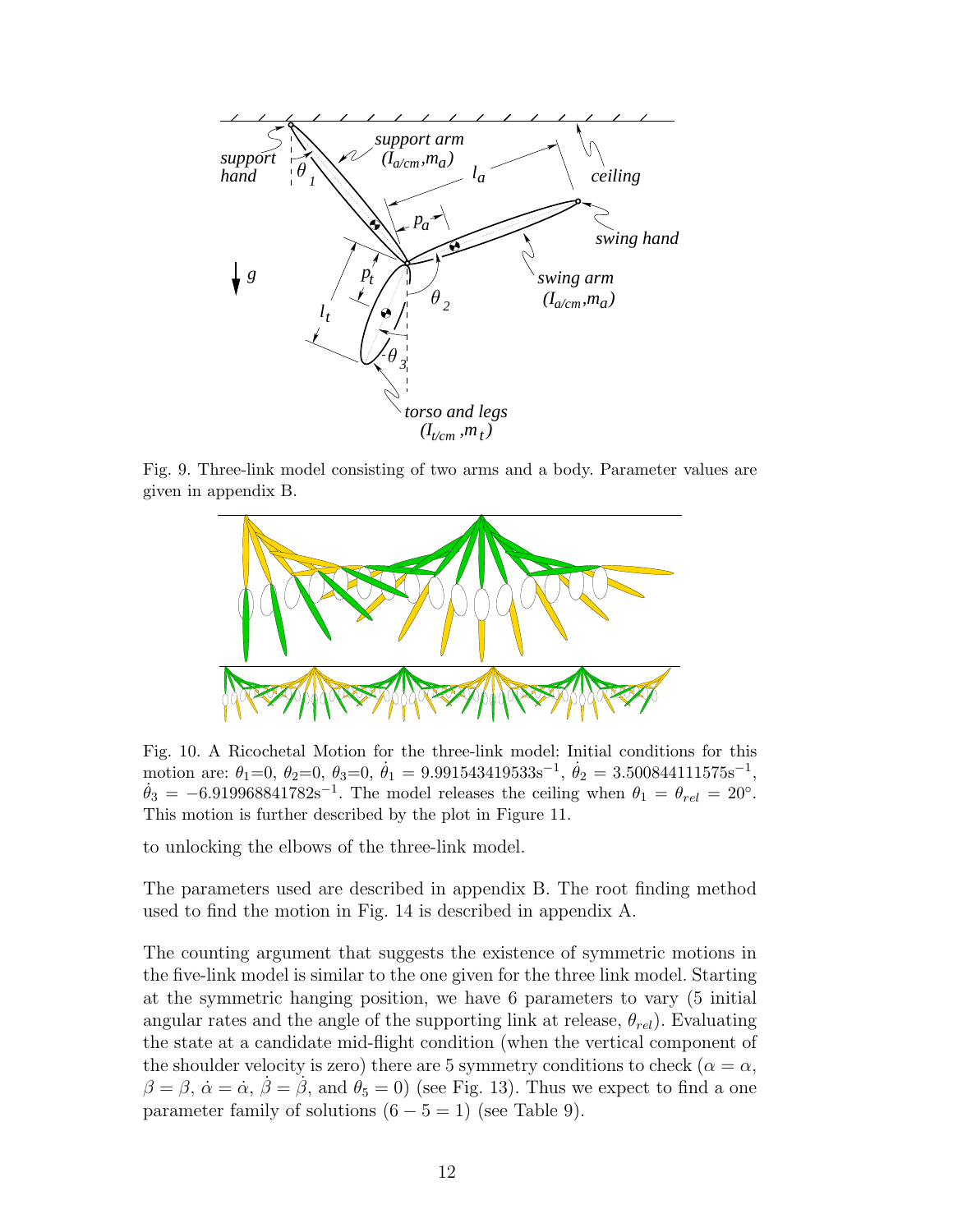Fig. 9. Three-link model consisting of two arms and a body. Parameter values are given in appendix B.

Fig. 10. A Ricochetal Motion for the three-link model: Initial conditions for this motion are: $\theta_1$=0, $\theta_2$=0, $\theta_3$=0, $\dot{\theta}_1 = 9.991543419533\text{s}^{-1}$, $\dot{\theta}_2 = 3.500844111575\text{s}^{-1}$, $\dot{\theta}_3 = -6.919968841782\text{s}^{-1}$. The model releases the ceiling when $\theta_1 = \theta_{rel} = 20°$. This motion is further described by the plot in Figure 11.

to unlocking the elbows of the three-link model.

The parameters used are described in appendix B. The root finding method used to find the motion in Fig. 14 is described in appendix A.

The counting argument that suggests the existence of symmetric motions in the five-link model is similar to the one given for the three link model. Starting at the symmetric hanging position, we have 6 parameters to vary (5 initial angular rates and the angle of the supporting link at release, $\theta_{rel}$). Evaluating the state at a candidate mid-flight condition (when the vertical component of the shoulder velocity is zero) there are 5 symmetry conditions to check ($\alpha = \alpha$, $\beta = \beta$, $\dot{\alpha} = \dot{\alpha}$, $\dot{\beta} = \dot{\beta}$, and $\theta_5 = 0$) (see Fig. 13). Thus we expect to find a one parameter family of solutions $(6 - 5 = 1)$ (see Table 9).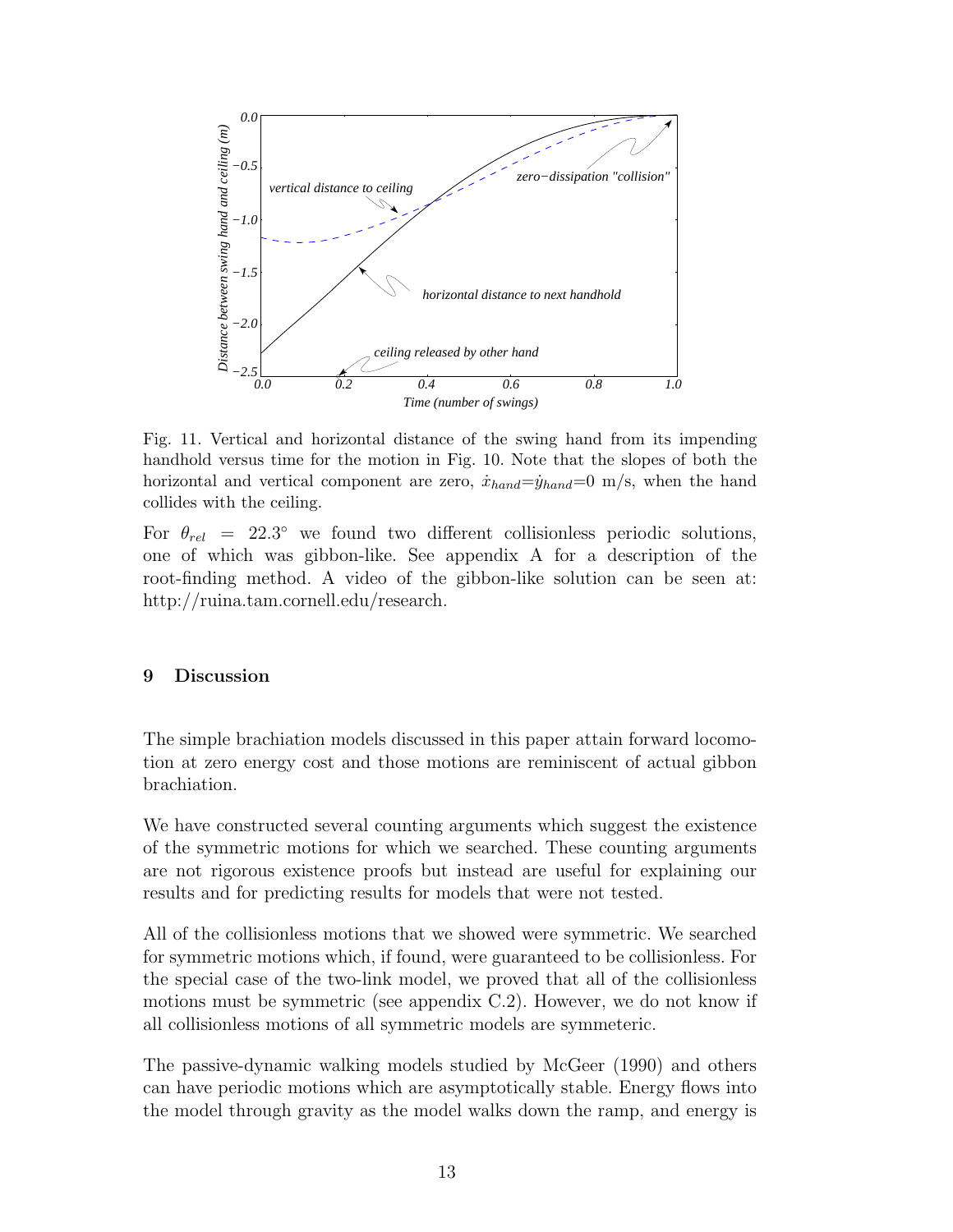Fig. 11. Vertical and horizontal distance of the swing hand from its impending handhold versus time for the motion in Fig. 10. Note that the slopes of both the horizontal and vertical component are zero, $\dot{x}_{hand}=\dot{y}_{hand}=0$ m/s, when the hand collides with the ceiling.

For $\theta_{rel} = 22.3^{\circ}$ we found two different collisionless periodic solutions, one of which was gibbon-like. See appendix A for a description of the root-finding method. A video of the gibbon-like solution can be seen at: http://ruina.tam.cornell.edu/research.

## 9 Discussion

The simple brachiation models discussed in this paper attain forward locomotion at zero energy cost and those motions are reminiscent of actual gibbon brachiation.

We have constructed several counting arguments which suggest the existence of the symmetric motions for which we searched. These counting arguments are not rigorous existence proofs but instead are useful for explaining our results and for predicting results for models that were not tested.

All of the collisionless motions that we showed were symmetric. We searched for symmetric motions which, if found, were guaranteed to be collisionless. For the special case of the two-link model, we proved that all of the collisionless motions must be symmetric (see appendix C.2). However, we do not know if all collisionless motions of all symmetric models are symmeteric.

The passive-dynamic walking models studied by McGeer (1990) and others can have periodic motions which are asymptotically stable. Energy flows into the model through gravity as the model walks down the ramp, and energy is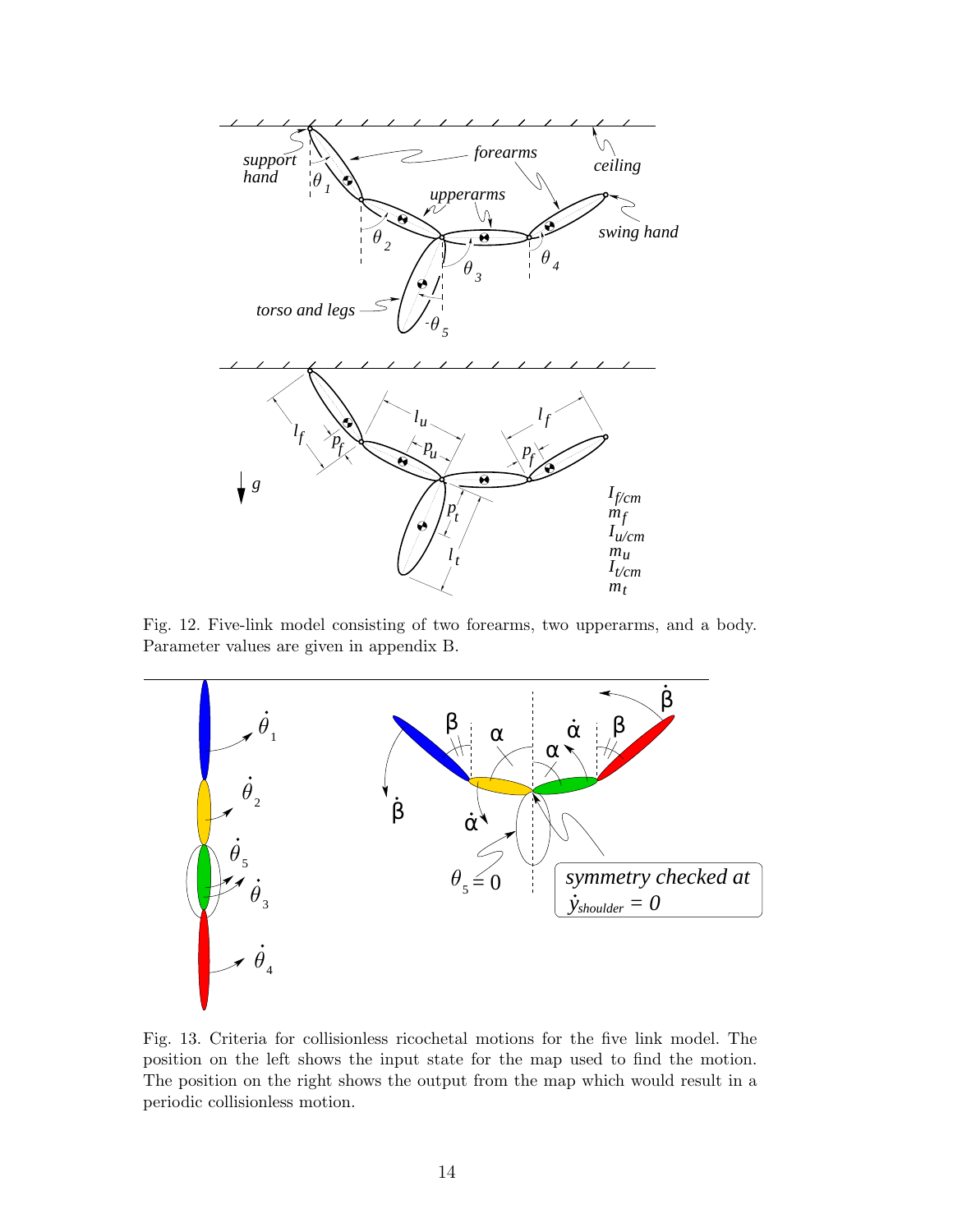Fig. 12. Five-link model consisting of two forearms, two upperarms, and a body. Parameter values are given in appendix B.

Fig. 13. Criteria for collisionless ricochetal motions for the five link model. The position on the left shows the input state for the map used to find the motion. The position on the right shows the output from the map which would result in a periodic collisionless motion.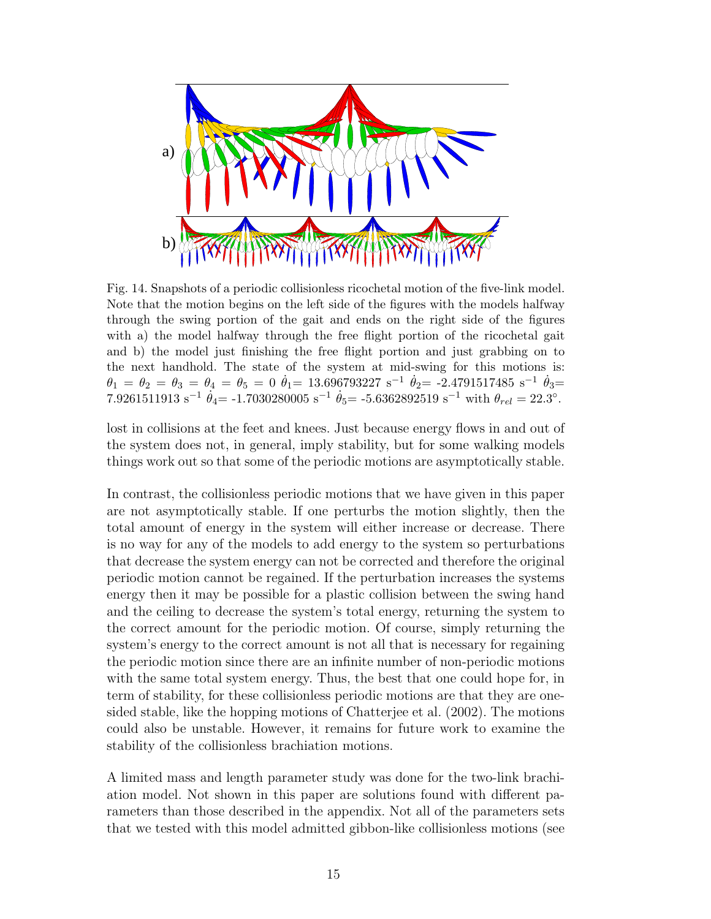Fig. 14. Snapshots of a periodic collisionless ricochetal motion of the five-link model. Note that the motion begins on the left side of the figures with the models halfway through the swing portion of the gait and ends on the right side of the figures with a) the model halfway through the free flight portion of the ricochetal gait and b) the model just finishing the free flight portion and just grabbing on to the next handhold. The state of the system at mid-swing for this motions is: $\theta_1 = \theta_2 = \theta_3 = \theta_4 = \theta_5 = 0$ $\dot{\theta}_1 = 13.696793227$ s$^{-1}$ $\dot{\theta}_2 = -2.4791517485$ s$^{-1}$ $\dot{\theta}_3 = 7.9261511913$ s$^{-1}$ $\dot{\theta}_4 = -1.7030280005$ s$^{-1}$ $\dot{\theta}_5 = -5.6362892519$ s$^{-1}$ with $\theta_{rel} = 22.3°$.

lost in collisions at the feet and knees. Just because energy flows in and out of the system does not, in general, imply stability, but for some walking models things work out so that some of the periodic motions are asymptotically stable.

In contrast, the collisionless periodic motions that we have given in this paper are not asymptotically stable. If one perturbs the motion slightly, then the total amount of energy in the system will either increase or decrease. There is no way for any of the models to add energy to the system so perturbations that decrease the system energy can not be corrected and therefore the original periodic motion cannot be regained. If the perturbation increases the systems energy then it may be possible for a plastic collision between the swing hand and the ceiling to decrease the system's total energy, returning the system to the correct amount for the periodic motion. Of course, simply returning the system's energy to the correct amount is not all that is necessary for regaining the periodic motion since there are an infinite number of non-periodic motions with the same total system energy. Thus, the best that one could hope for, in term of stability, for these collisionless periodic motions are that they are one-sided stable, like the hopping motions of Chatterjee et al. (2002). The motions could also be unstable. However, it remains for future work to examine the stability of the collisionless brachiation motions.

A limited mass and length parameter study was done for the two-link brachiation model. Not shown in this paper are solutions found with different parameters than those described in the appendix. Not all of the parameters sets that we tested with this model admitted gibbon-like collisionless motions (see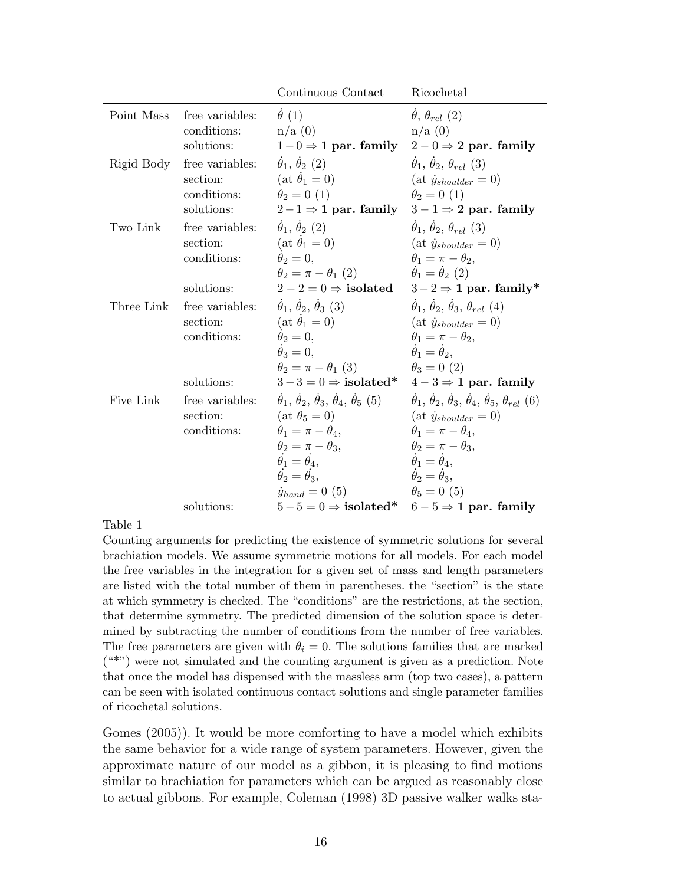| | | Continuous Contact | Ricochetal |
|---|---|---|---|
| Point Mass | free variables: | $\dot{\theta}$ (1) | $\dot{\theta}$, $\theta_{rel}$ (2) |
| | conditions: | n/a (0) | n/a (0) |
| | solutions: | $1-0 \Rightarrow$ **1 par. family** | $2-0 \Rightarrow$ **2 par. family** |
| Rigid Body | free variables: | $\dot{\theta}_1$, $\dot{\theta}_2$ (2) | $\dot{\theta}_1$, $\dot{\theta}_2$, $\theta_{rel}$ (3) |
| | section: | (at $\dot{\theta}_1 = 0$) | (at $\dot{y}_{shoulder} = 0$) |
| | conditions: | $\theta_2 = 0$ (1) | $\theta_2 = 0$ (1) |
| | solutions: | $2-1 \Rightarrow$ **1 par. family** | $3-1 \Rightarrow$ **2 par. family** |
| Two Link | free variables: | $\dot{\theta}_1$, $\dot{\theta}_2$ (2) | $\dot{\theta}_1$, $\dot{\theta}_2$, $\theta_{rel}$ (3) |
| | section: | (at $\dot{\theta}_1 = 0$) | (at $\dot{y}_{shoulder} = 0$) |
| | conditions: | $\dot{\theta}_2 = 0$, $\theta_2 = \pi - \theta_1$ (2) | $\theta_1 = \pi - \theta_2$, $\dot{\theta}_1 = \dot{\theta}_2$ (2) |
| | solutions: | $2-2=0 \Rightarrow$ **isolated** | $3-2 \Rightarrow$ **1 par. family*** |
| Three Link | free variables: | $\dot{\theta}_1$, $\dot{\theta}_2$, $\dot{\theta}_3$ (3) | $\dot{\theta}_1$, $\dot{\theta}_2$, $\dot{\theta}_3$, $\theta_{rel}$ (4) |
| | section: | (at $\dot{\theta}_1 = 0$) | (at $\dot{y}_{shoulder} = 0$) |
| | conditions: | $\dot{\theta}_2 = 0$, $\dot{\theta}_3 = 0$, $\theta_2 = \pi - \theta_1$ (3) | $\theta_1 = \pi - \theta_2$, $\dot{\theta}_1 = \dot{\theta}_2$, $\theta_3 = 0$ (2) |
| | solutions: | $3-3=0 \Rightarrow$ **isolated*** | $4-3 \Rightarrow$ **1 par. family** |
| Five Link | free variables: | $\dot{\theta}_1$, $\dot{\theta}_2$, $\dot{\theta}_3$, $\dot{\theta}_4$, $\dot{\theta}_5$ (5) | $\dot{\theta}_1$, $\dot{\theta}_2$, $\dot{\theta}_3$, $\dot{\theta}_4$, $\dot{\theta}_5$, $\theta_{rel}$ (6) |
| | section: | (at $\theta_5 = 0$) | (at $\dot{y}_{shoulder} = 0$) |
| | conditions: | $\theta_1 = \pi - \theta_4$, $\theta_2 = \pi - \theta_3$, $\dot{\theta}_1 = \dot{\theta}_4$, $\dot{\theta}_2 = \dot{\theta}_3$, $\dot{y}_{hand} = 0$ (5) | $\theta_1 = \pi - \theta_4$, $\theta_2 = \pi - \theta_3$, $\dot{\theta}_1 = \dot{\theta}_4$, $\dot{\theta}_2 = \dot{\theta}_3$, $\theta_5 = 0$ (5) |
| | solutions: | $5-5=0 \Rightarrow$ **isolated*** | $6-5 \Rightarrow$ **1 par. family** |

Table 1
Counting arguments for predicting the existence of symmetric solutions for several brachiation models. We assume symmetric motions for all models. For each model the free variables in the integration for a given set of mass and length parameters are listed with the total number of them in parentheses. the "section" is the state at which symmetry is checked. The "conditions" are the restrictions, at the section, that determine symmetry. The predicted dimension of the solution space is determined by subtracting the number of conditions from the number of free variables. The free parameters are given with $\theta_i = 0$. The solutions families that are marked ("*") were not simulated and the counting argument is given as a prediction. Note that once the model has dispensed with the massless arm (top two cases), a pattern can be seen with isolated continuous contact solutions and single parameter families of ricochetal solutions.

Gomes (2005)). It would be more comforting to have a model which exhibits the same behavior for a wide range of system parameters. However, given the approximate nature of our model as a gibbon, it is pleasing to find motions similar to brachiation for parameters which can be argued as reasonably close to actual gibbons. For example, Coleman (1998) 3D passive walker walks sta-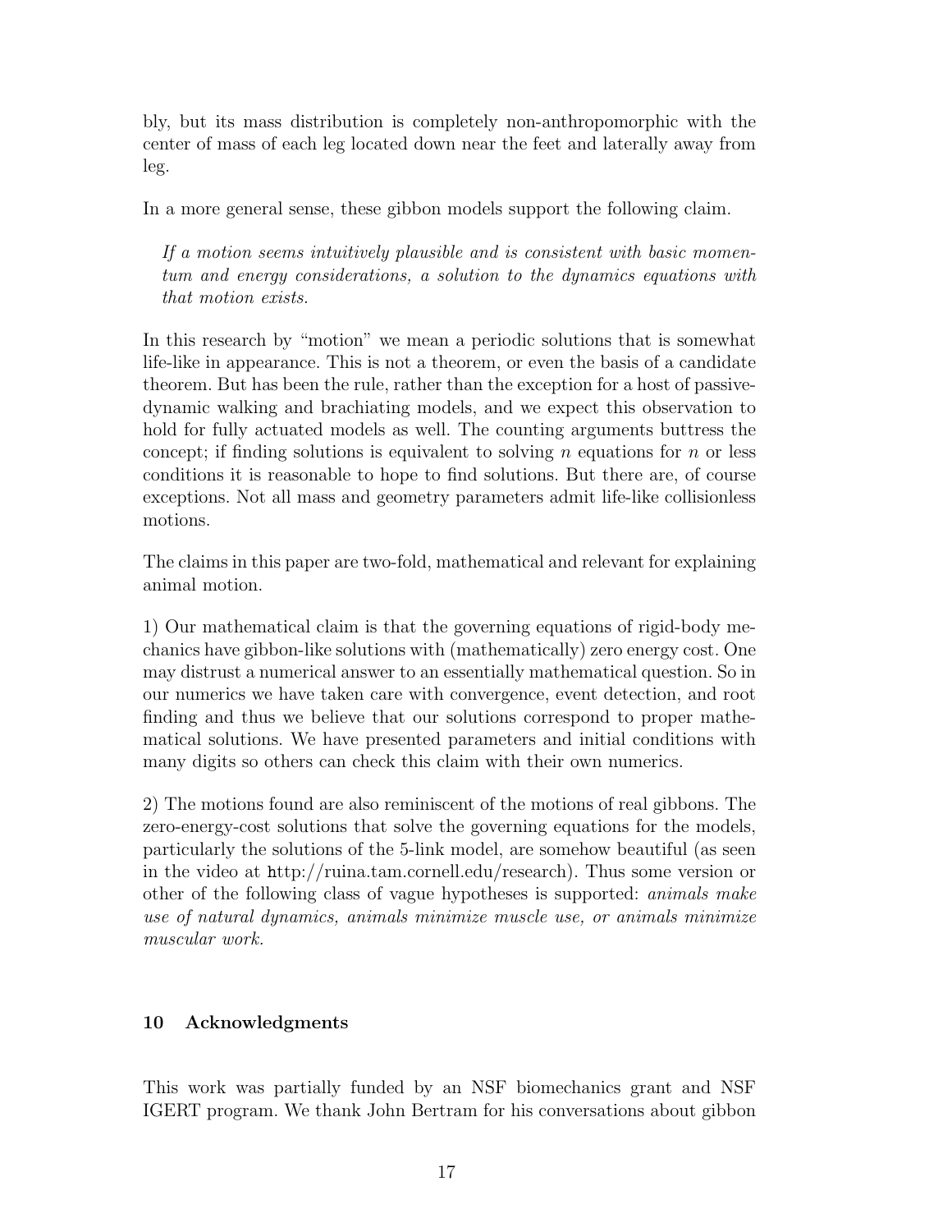bly, but its mass distribution is completely non-anthropomorphic with the center of mass of each leg located down near the feet and laterally away from leg.

In a more general sense, these gibbon models support the following claim.

> *If a motion seems intuitively plausible and is consistent with basic momentum and energy considerations, a solution to the dynamics equations with that motion exists.*

In this research by "motion" we mean a periodic solutions that is somewhat life-like in appearance. This is not a theorem, or even the basis of a candidate theorem. But has been the rule, rather than the exception for a host of passive-dynamic walking and brachiating models, and we expect this observation to hold for fully actuated models as well. The counting arguments buttress the concept; if finding solutions is equivalent to solving $n$ equations for $n$ or less conditions it is reasonable to hope to find solutions. But there are, of course exceptions. Not all mass and geometry parameters admit life-like collisionless motions.

The claims in this paper are two-fold, mathematical and relevant for explaining animal motion.

1) Our mathematical claim is that the governing equations of rigid-body mechanics have gibbon-like solutions with (mathematically) zero energy cost. One may distrust a numerical answer to an essentially mathematical question. So in our numerics we have taken care with convergence, event detection, and root finding and thus we believe that our solutions correspond to proper mathematical solutions. We have presented parameters and initial conditions with many digits so others can check this claim with their own numerics.

2) The motions found are also reminiscent of the motions of real gibbons. The zero-energy-cost solutions that solve the governing equations for the models, particularly the solutions of the 5-link model, are somehow beautiful (as seen in the video at http://ruina.tam.cornell.edu/research). Thus some version or other of the following class of vague hypotheses is supported: *animals make use of natural dynamics, animals minimize muscle use, or animals minimize muscular work.*

## 10 Acknowledgments

This work was partially funded by an NSF biomechanics grant and NSF IGERT program. We thank John Bertram for his conversations about gibbon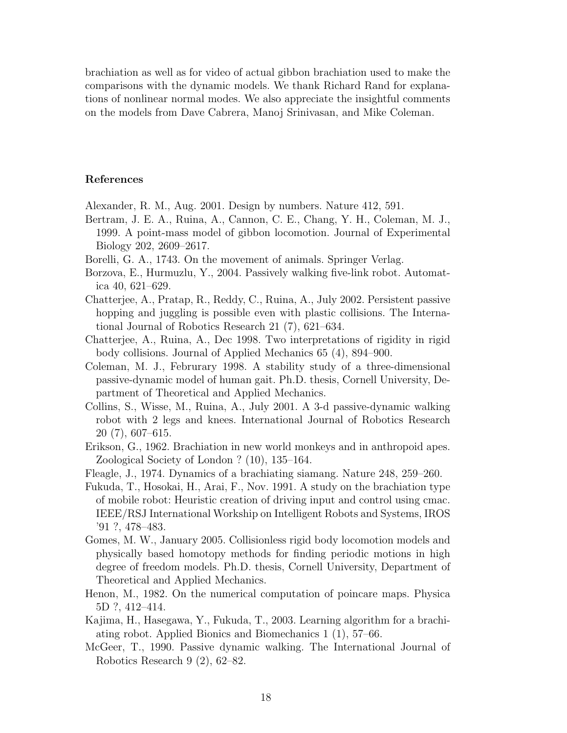brachiation as well as for video of actual gibbon brachiation used to make the comparisons with the dynamic models. We thank Richard Rand for explanations of nonlinear normal modes. We also appreciate the insightful comments on the models from Dave Cabrera, Manoj Srinivasan, and Mike Coleman.

### References

Alexander, R. M., Aug. 2001. Design by numbers. Nature 412, 591.

Bertram, J. E. A., Ruina, A., Cannon, C. E., Chang, Y. H., Coleman, M. J., 1999. A point-mass model of gibbon locomotion. Journal of Experimental Biology 202, 2609–2617.

Borelli, G. A., 1743. On the movement of animals. Springer Verlag.

Borzova, E., Hurmuzlu, Y., 2004. Passively walking five-link robot. Automatica 40, 621–629.

Chatterjee, A., Pratap, R., Reddy, C., Ruina, A., July 2002. Persistent passive hopping and juggling is possible even with plastic collisions. The International Journal of Robotics Research 21 (7), 621–634.

Chatterjee, A., Ruina, A., Dec 1998. Two interpretations of rigidity in rigid body collisions. Journal of Applied Mechanics 65 (4), 894–900.

Coleman, M. J., Frebrurary 1998. A stability study of a three-dimensional passive-dynamic model of human gait. Ph.D. thesis, Cornell University, Department of Theoretical and Applied Mechanics.

Collins, S., Wisse, M., Ruina, A., July 2001. A 3-d passive-dynamic walking robot with 2 legs and knees. International Journal of Robotics Research 20 (7), 607–615.

Erikson, G., 1962. Brachiation in new world monkeys and in anthropoid apes. Zoological Society of London ? (10), 135–164.

Fleagle, J., 1974. Dynamics of a brachiating siamang. Nature 248, 259–260.

Fukuda, T., Hosokai, H., Arai, F., Nov. 1991. A study on the brachiation type of mobile robot: Heuristic creation of driving input and control using cmac. IEEE/RSJ International Workshop on Intelligent Robots and Systems, IROS '91 ?, 478–483.

Gomes, M. W., January 2005. Collisionless rigid body locomotion models and physically based homotopy methods for finding periodic motions in high degree of freedom models. Ph.D. thesis, Cornell University, Department of Theoretical and Applied Mechanics.

Henon, M., 1982. On the numerical computation of poincare maps. Physica 5D ?, 412–414.

Kajima, H., Hasegawa, Y., Fukuda, T., 2003. Learning algorithm for a brachiating robot. Applied Bionics and Biomechanics 1 (1), 57–66.

McGeer, T., 1990. Passive dynamic walking. The International Journal of Robotics Research 9 (2), 62–82.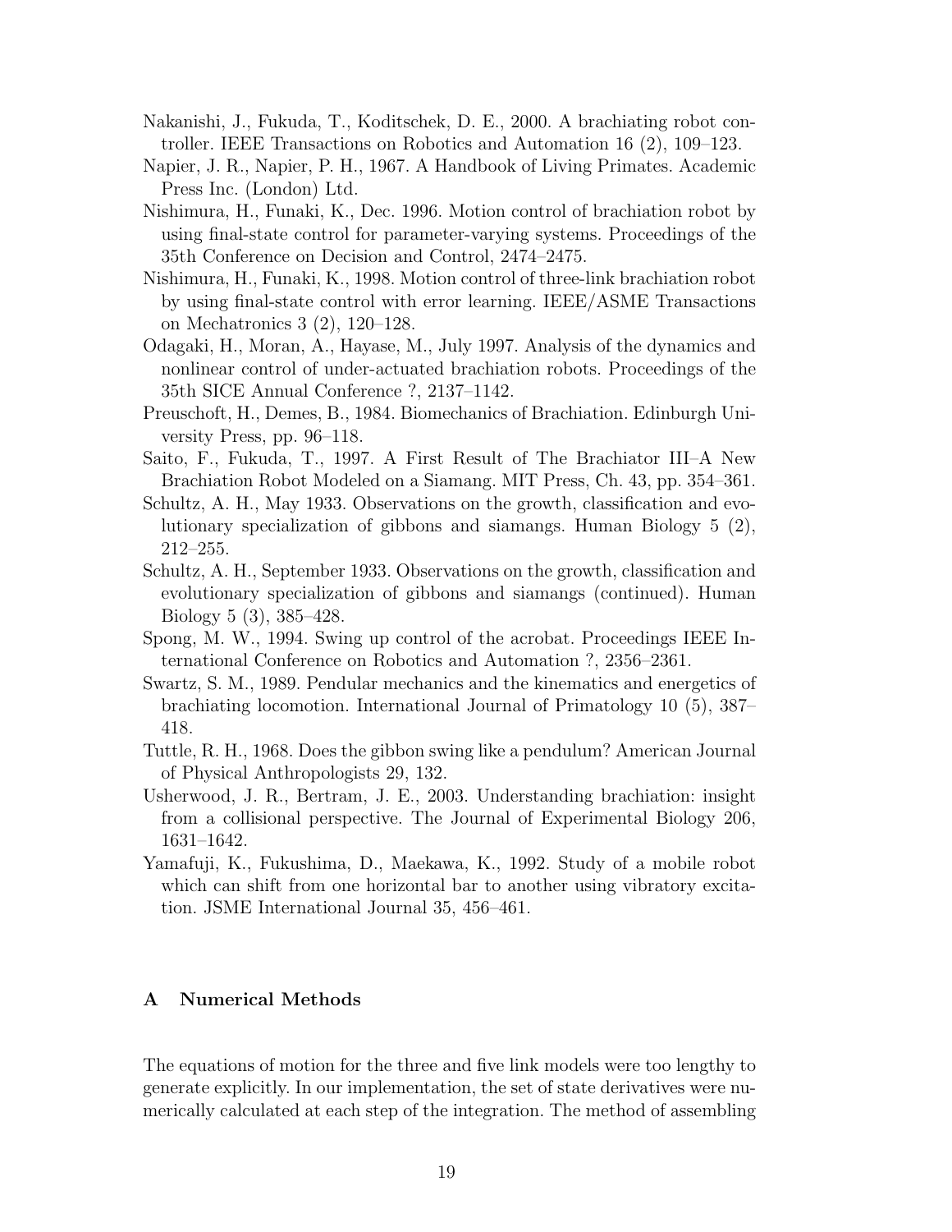Nakanishi, J., Fukuda, T., Koditschek, D. E., 2000. A brachiating robot controller. IEEE Transactions on Robotics and Automation 16 (2), 109–123.

Napier, J. R., Napier, P. H., 1967. A Handbook of Living Primates. Academic Press Inc. (London) Ltd.

Nishimura, H., Funaki, K., Dec. 1996. Motion control of brachiation robot by using final-state control for parameter-varying systems. Proceedings of the 35th Conference on Decision and Control, 2474–2475.

Nishimura, H., Funaki, K., 1998. Motion control of three-link brachiation robot by using final-state control with error learning. IEEE/ASME Transactions on Mechatronics 3 (2), 120–128.

Odagaki, H., Moran, A., Hayase, M., July 1997. Analysis of the dynamics and nonlinear control of under-actuated brachiation robots. Proceedings of the 35th SICE Annual Conference ?, 2137–1142.

Preuschoft, H., Demes, B., 1984. Biomechanics of Brachiation. Edinburgh University Press, pp. 96–118.

Saito, F., Fukuda, T., 1997. A First Result of The Brachiator III–A New Brachiation Robot Modeled on a Siamang. MIT Press, Ch. 43, pp. 354–361.

Schultz, A. H., May 1933. Observations on the growth, classification and evolutionary specialization of gibbons and siamangs. Human Biology 5 (2), 212–255.

Schultz, A. H., September 1933. Observations on the growth, classification and evolutionary specialization of gibbons and siamangs (continued). Human Biology 5 (3), 385–428.

Spong, M. W., 1994. Swing up control of the acrobat. Proceedings IEEE International Conference on Robotics and Automation ?, 2356–2361.

Swartz, S. M., 1989. Pendular mechanics and the kinematics and energetics of brachiating locomotion. International Journal of Primatology 10 (5), 387–418.

Tuttle, R. H., 1968. Does the gibbon swing like a pendulum? American Journal of Physical Anthropologists 29, 132.

Usherwood, J. R., Bertram, J. E., 2003. Understanding brachiation: insight from a collisional perspective. The Journal of Experimental Biology 206, 1631–1642.

Yamafuji, K., Fukushima, D., Maekawa, K., 1992. Study of a mobile robot which can shift from one horizontal bar to another using vibratory excitation. JSME International Journal 35, 456–461.

## A Numerical Methods

The equations of motion for the three and five link models were too lengthy to generate explicitly. In our implementation, the set of state derivatives were numerically calculated at each step of the integration. The method of assembling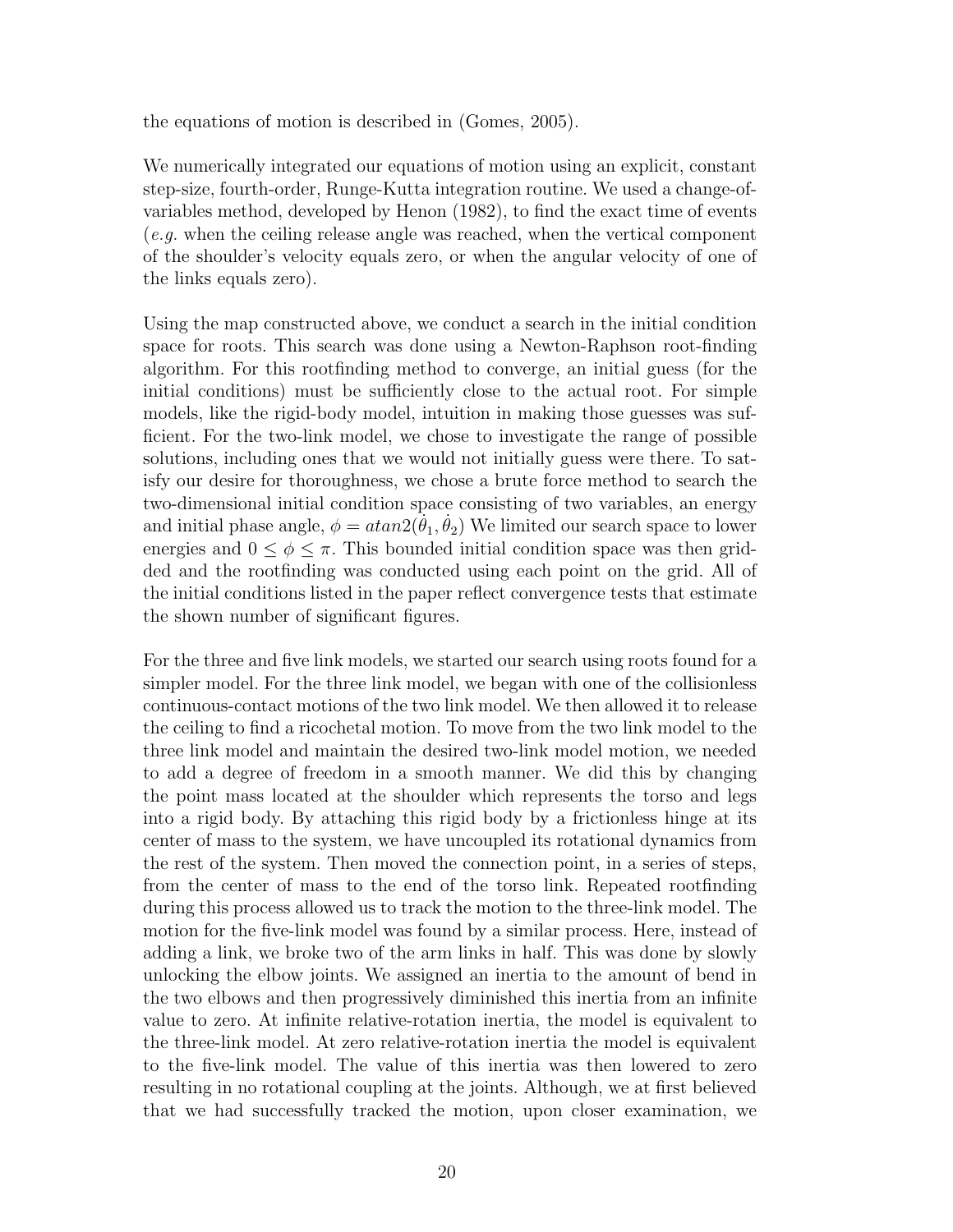the equations of motion is described in (Gomes, 2005).

We numerically integrated our equations of motion using an explicit, constant step-size, fourth-order, Runge-Kutta integration routine. We used a change-of-variables method, developed by Henon (1982), to find the exact time of events (*e.g.* when the ceiling release angle was reached, when the vertical component of the shoulder's velocity equals zero, or when the angular velocity of one of the links equals zero).

Using the map constructed above, we conduct a search in the initial condition space for roots. This search was done using a Newton-Raphson root-finding algorithm. For this rootfinding method to converge, an initial guess (for the initial conditions) must be sufficiently close to the actual root. For simple models, like the rigid-body model, intuition in making those guesses was sufficient. For the two-link model, we chose to investigate the range of possible solutions, including ones that we would not initially guess were there. To satisfy our desire for thoroughness, we chose a brute force method to search the two-dimensional initial condition space consisting of two variables, an energy and initial phase angle, $\phi = atan2(\dot{\theta}_1, \dot{\theta}_2)$ We limited our search space to lower energies and $0 \leq \phi \leq \pi$. This bounded initial condition space was then gridded and the rootfinding was conducted using each point on the grid. All of the initial conditions listed in the paper reflect convergence tests that estimate the shown number of significant figures.

For the three and five link models, we started our search using roots found for a simpler model. For the three link model, we began with one of the collisionless continuous-contact motions of the two link model. We then allowed it to release the ceiling to find a ricochetal motion. To move from the two link model to the three link model and maintain the desired two-link model motion, we needed to add a degree of freedom in a smooth manner. We did this by changing the point mass located at the shoulder which represents the torso and legs into a rigid body. By attaching this rigid body by a frictionless hinge at its center of mass to the system, we have uncoupled its rotational dynamics from the rest of the system. Then moved the connection point, in a series of steps, from the center of mass to the end of the torso link. Repeated rootfinding during this process allowed us to track the motion to the three-link model. The motion for the five-link model was found by a similar process. Here, instead of adding a link, we broke two of the arm links in half. This was done by slowly unlocking the elbow joints. We assigned an inertia to the amount of bend in the two elbows and then progressively diminished this inertia from an infinite value to zero. At infinite relative-rotation inertia, the model is equivalent to the three-link model. At zero relative-rotation inertia the model is equivalent to the five-link model. The value of this inertia was then lowered to zero resulting in no rotational coupling at the joints. Although, we at first believed that we had successfully tracked the motion, upon closer examination, we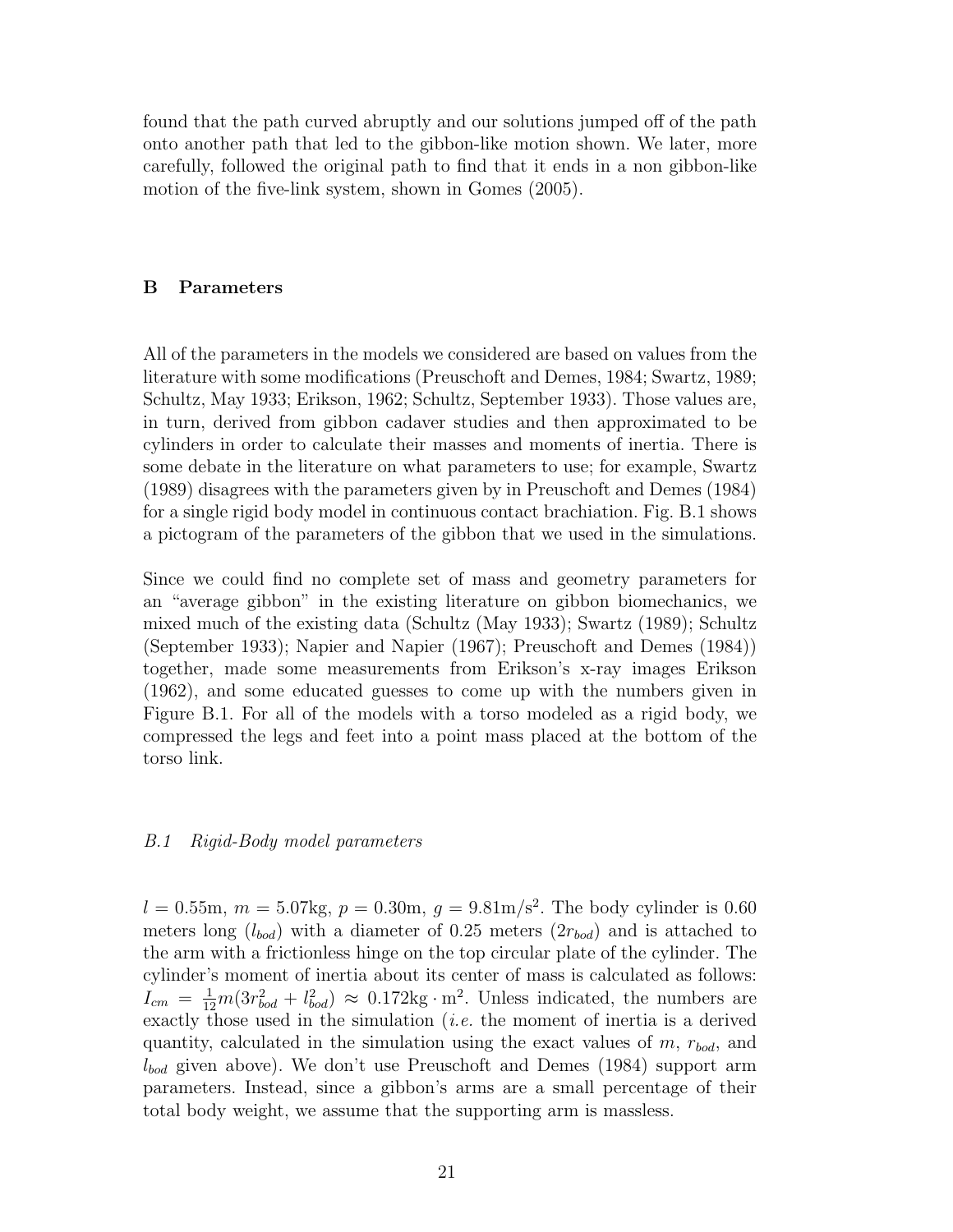found that the path curved abruptly and our solutions jumped off of the path onto another path that led to the gibbon-like motion shown. We later, more carefully, followed the original path to find that it ends in a non gibbon-like motion of the five-link system, shown in Gomes (2005).

## B Parameters

All of the parameters in the models we considered are based on values from the literature with some modifications (Preuschoft and Demes, 1984; Swartz, 1989; Schultz, May 1933; Erikson, 1962; Schultz, September 1933). Those values are, in turn, derived from gibbon cadaver studies and then approximated to be cylinders in order to calculate their masses and moments of inertia. There is some debate in the literature on what parameters to use; for example, Swartz (1989) disagrees with the parameters given by in Preuschoft and Demes (1984) for a single rigid body model in continuous contact brachiation. Fig. B.1 shows a pictogram of the parameters of the gibbon that we used in the simulations.

Since we could find no complete set of mass and geometry parameters for an "average gibbon" in the existing literature on gibbon biomechanics, we mixed much of the existing data (Schultz (May 1933); Swartz (1989); Schultz (September 1933); Napier and Napier (1967); Preuschoft and Demes (1984)) together, made some measurements from Erikson's x-ray images Erikson (1962), and some educated guesses to come up with the numbers given in Figure B.1. For all of the models with a torso modeled as a rigid body, we compressed the legs and feet into a point mass placed at the bottom of the torso link.

### *B.1 Rigid-Body model parameters*

$l = 0.55$m, $m = 5.07$kg, $p = 0.30$m, $g = 9.81\text{m/s}^2$. The body cylinder is 0.60 meters long ($l_{bod}$) with a diameter of 0.25 meters ($2r_{bod}$) and is attached to the arm with a frictionless hinge on the top circular plate of the cylinder. The cylinder's moment of inertia about its center of mass is calculated as follows: $I_{cm} = \frac{1}{12}m(3r_{bod}^2 + l_{bod}^2) \approx 0.172\text{kg}\cdot\text{m}^2$. Unless indicated, the numbers are exactly those used in the simulation (*i.e.* the moment of inertia is a derived quantity, calculated in the simulation using the exact values of $m$, $r_{bod}$, and $l_{bod}$ given above). We don't use Preuschoft and Demes (1984) support arm parameters. Instead, since a gibbon's arms are a small percentage of their total body weight, we assume that the supporting arm is massless.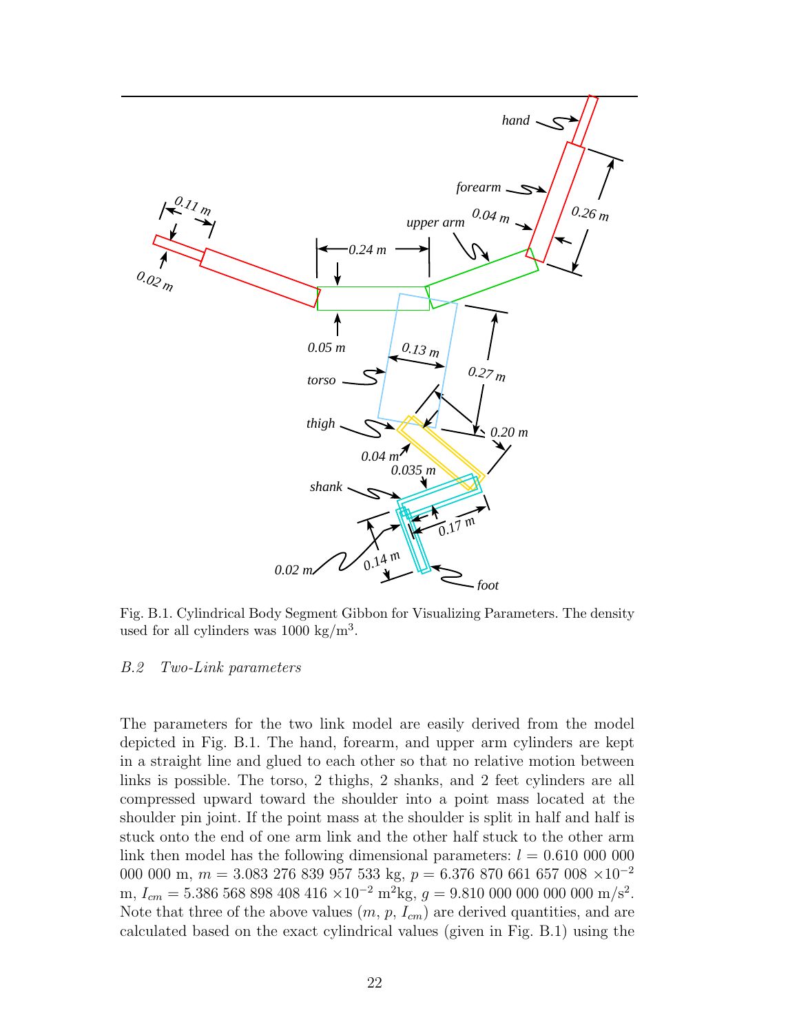Fig. B.1. Cylindrical Body Segment Gibbon for Visualizing Parameters. The density used for all cylinders was 1000 kg/m$^3$.

### *B.2 Two-Link parameters*

The parameters for the two link model are easily derived from the model depicted in Fig. B.1. The hand, forearm, and upper arm cylinders are kept in a straight line and glued to each other so that no relative motion between links is possible. The torso, 2 thighs, 2 shanks, and 2 feet cylinders are all compressed upward toward the shoulder into a point mass located at the shoulder pin joint. If the point mass at the shoulder is split in half and half is stuck onto the end of one arm link and the other half stuck to the other arm link then model has the following dimensional parameters: $l = 0.610\ 000\ 000\ 000\ 000$ m, $m = 3.083\ 276\ 839\ 957\ 533$ kg, $p = 6.376\ 870\ 661\ 657\ 008 \times 10^{-2}$ m, $I_{cm} = 5.386\ 568\ 898\ 408\ 416 \times 10^{-2}$ m$^2$kg, $g = 9.810\ 000\ 000\ 000\ 000$ m/s$^2$. Note that three of the above values ($m$, $p$, $I_{cm}$) are derived quantities, and are calculated based on the exact cylindrical values (given in Fig. B.1) using the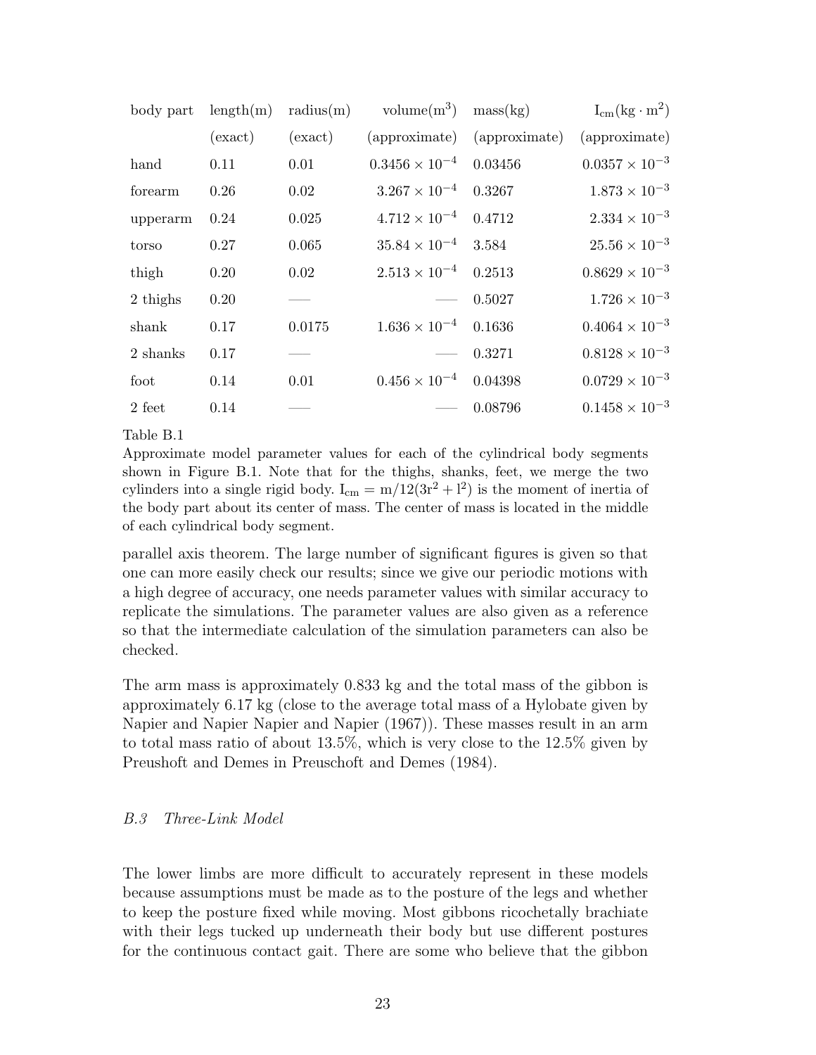| body part | length(m) | radius(m) | volume($m^3$) | mass(kg) | $I_{cm}(kg \cdot m^2)$ |
|---|---|---|---|---|---|
| | (exact) | (exact) | (approximate) | (approximate) | (approximate) |
| hand | 0.11 | 0.01 | $0.3456 \times 10^{-4}$ | 0.03456 | $0.0357 \times 10^{-3}$ |
| forearm | 0.26 | 0.02 | $3.267 \times 10^{-4}$ | 0.3267 | $1.873 \times 10^{-3}$ |
| upperarm | 0.24 | 0.025 | $4.712 \times 10^{-4}$ | 0.4712 | $2.334 \times 10^{-3}$ |
| torso | 0.27 | 0.065 | $35.84 \times 10^{-4}$ | 3.584 | $25.56 \times 10^{-3}$ |
| thigh | 0.20 | 0.02 | $2.513 \times 10^{-4}$ | 0.2513 | $0.8629 \times 10^{-3}$ |
| 2 thighs | 0.20 | —— | —— | 0.5027 | $1.726 \times 10^{-3}$ |
| shank | 0.17 | 0.0175 | $1.636 \times 10^{-4}$ | 0.1636 | $0.4064 \times 10^{-3}$ |
| 2 shanks | 0.17 | —— | —— | 0.3271 | $0.8128 \times 10^{-3}$ |
| foot | 0.14 | 0.01 | $0.456 \times 10^{-4}$ | 0.04398 | $0.0729 \times 10^{-3}$ |
| 2 feet | 0.14 | —— | —— | 0.08796 | $0.1458 \times 10^{-3}$ |

Table B.1
Approximate model parameter values for each of the cylindrical body segments shown in Figure B.1. Note that for the thighs, shanks, feet, we merge the two cylinders into a single rigid body. $I_{cm} = m/12(3r^2 + l^2)$ is the moment of inertia of the body part about its center of mass. The center of mass is located in the middle of each cylindrical body segment.

parallel axis theorem. The large number of significant figures is given so that one can more easily check our results; since we give our periodic motions with a high degree of accuracy, one needs parameter values with similar accuracy to replicate the simulations. The parameter values are also given as a reference so that the intermediate calculation of the simulation parameters can also be checked.

The arm mass is approximately 0.833 kg and the total mass of the gibbon is approximately 6.17 kg (close to the average total mass of a Hylobate given by Napier and Napier Napier and Napier (1967)). These masses result in an arm to total mass ratio of about 13.5%, which is very close to the 12.5% given by Preushoft and Demes in Preuschoft and Demes (1984).

### *B.3 Three-Link Model*

The lower limbs are more difficult to accurately represent in these models because assumptions must be made as to the posture of the legs and whether to keep the posture fixed while moving. Most gibbons ricochetally brachiate with their legs tucked up underneath their body but use different postures for the continuous contact gait. There are some who believe that the gibbon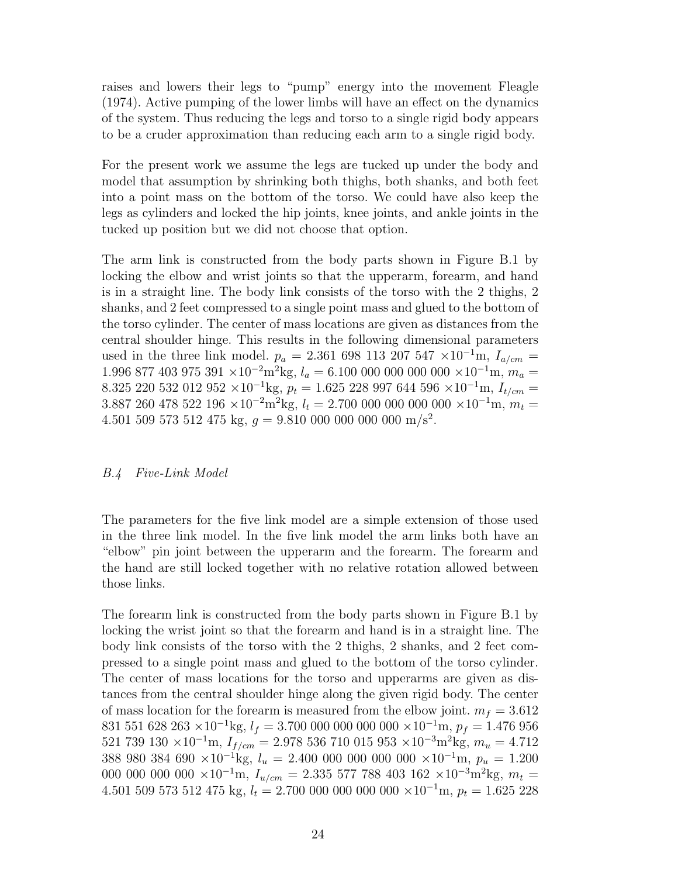raises and lowers their legs to "pump" energy into the movement Fleagle (1974). Active pumping of the lower limbs will have an effect on the dynamics of the system. Thus reducing the legs and torso to a single rigid body appears to be a cruder approximation than reducing each arm to a single rigid body.

For the present work we assume the legs are tucked up under the body and model that assumption by shrinking both thighs, both shanks, and both feet into a point mass on the bottom of the torso. We could have also keep the legs as cylinders and locked the hip joints, knee joints, and ankle joints in the tucked up position but we did not choose that option.

The arm link is constructed from the body parts shown in Figure B.1 by locking the elbow and wrist joints so that the upperarm, forearm, and hand is in a straight line. The body link consists of the torso with the 2 thighs, 2 shanks, and 2 feet compressed to a single point mass and glued to the bottom of the torso cylinder. The center of mass locations are given as distances from the central shoulder hinge. This results in the following dimensional parameters used in the three link model. $p_a = 2.361\ 698\ 113\ 207\ 547 \times 10^{-1}$m, $I_{a/cm} = 1.996\ 877\ 403\ 975\ 391 \times 10^{-2}$m$^2$kg, $l_a = 6.100\ 000\ 000\ 000\ 000 \times 10^{-1}$m, $m_a = 8.325\ 220\ 532\ 012\ 952 \times 10^{-1}$kg, $p_t = 1.625\ 228\ 997\ 644\ 596 \times 10^{-1}$m, $I_{t/cm} = 3.887\ 260\ 478\ 522\ 196 \times 10^{-2}$m$^2$kg, $l_t = 2.700\ 000\ 000\ 000\ 000 \times 10^{-1}$m, $m_t = 4.501\ 509\ 573\ 512\ 475$ kg, $g = 9.810\ 000\ 000\ 000\ 000$ m/s$^2$.

### *B.4 Five-Link Model*

The parameters for the five link model are a simple extension of those used in the three link model. In the five link model the arm links both have an "elbow" pin joint between the upperarm and the forearm. The forearm and the hand are still locked together with no relative rotation allowed between those links.

The forearm link is constructed from the body parts shown in Figure B.1 by locking the wrist joint so that the forearm and hand is in a straight line. The body link consists of the torso with the 2 thighs, 2 shanks, and 2 feet compressed to a single point mass and glued to the bottom of the torso cylinder. The center of mass locations for the torso and upperarms are given as distances from the central shoulder hinge along the given rigid body. The center of mass location for the forearm is measured from the elbow joint. $m_f = 3.612\ 831\ 551\ 628\ 263 \times 10^{-1}$kg, $l_f = 3.700\ 000\ 000\ 000\ 000 \times 10^{-1}$m, $p_f = 1.476\ 956\ 521\ 739\ 130 \times 10^{-1}$m, $I_{f/cm} = 2.978\ 536\ 710\ 015\ 953 \times 10^{-3}$m$^2$kg, $m_u = 4.712\ 388\ 980\ 384\ 690 \times 10^{-1}$kg, $l_u = 2.400\ 000\ 000\ 000\ 000 \times 10^{-1}$m, $p_u = 1.200\ 000\ 000\ 000\ 000 \times 10^{-1}$m, $I_{u/cm} = 2.335\ 577\ 788\ 403\ 162 \times 10^{-3}$m$^2$kg, $m_t = 4.501\ 509\ 573\ 512\ 475$ kg, $l_t = 2.700\ 000\ 000\ 000\ 000 \times 10^{-1}$m, $p_t = 1.625\ 228$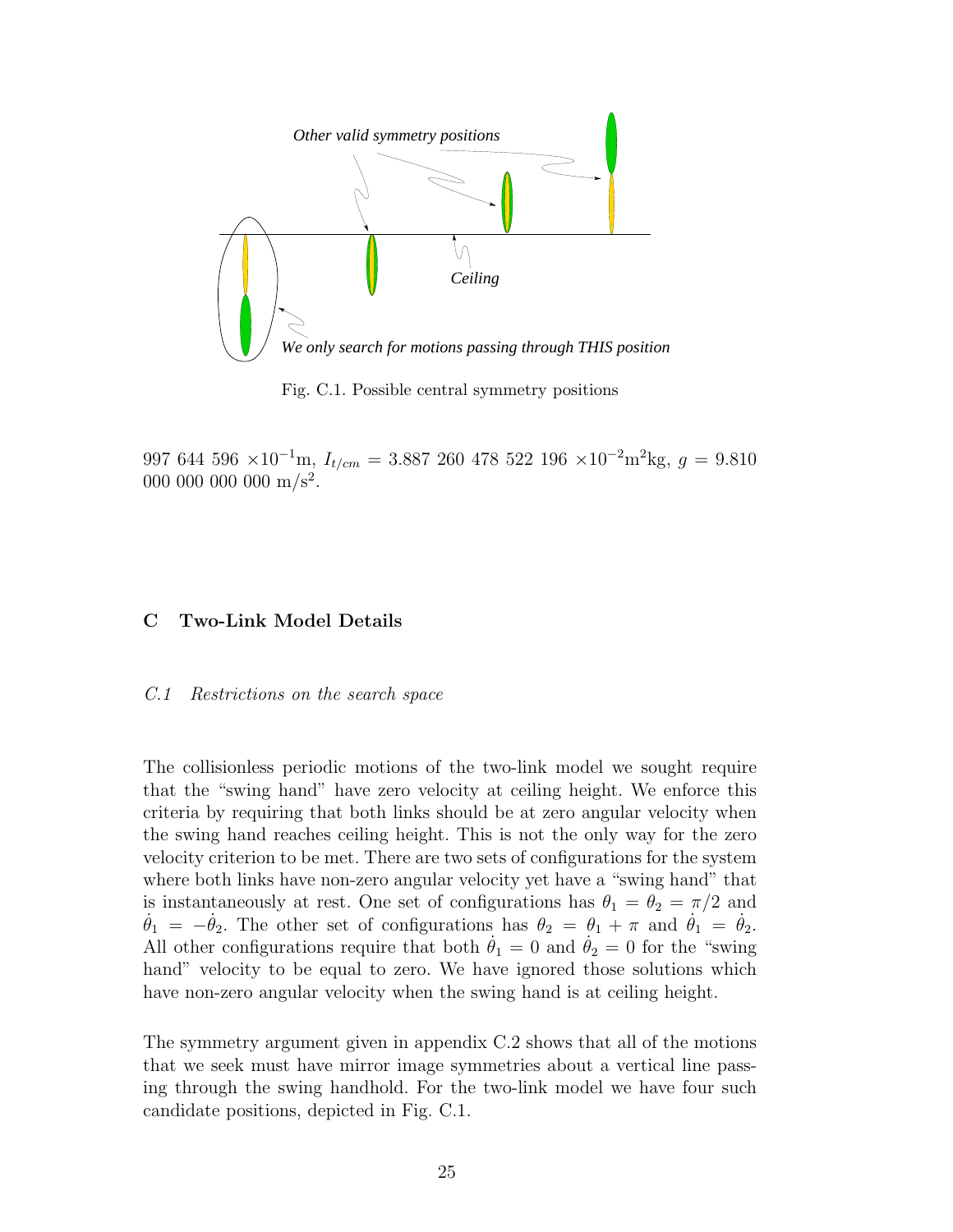Other valid symmetry positions

Ceiling

We only search for motions passing through THIS position

Fig. C.1. Possible central symmetry positions

997 644 596 $\times 10^{-1}$m, $I_{t/cm}$ = 3.887 260 478 522 196 $\times 10^{-2}$m$^2$kg, $g$ = 9.810 000 000 000 000 m/s$^2$.

## C Two-Link Model Details

### *C.1 Restrictions on the search space*

The collisionless periodic motions of the two-link model we sought require that the "swing hand" have zero velocity at ceiling height. We enforce this criteria by requiring that both links should be at zero angular velocity when the swing hand reaches ceiling height. This is not the only way for the zero velocity criterion to be met. There are two sets of configurations for the system where both links have non-zero angular velocity yet have a "swing hand" that is instantaneously at rest. One set of configurations has $\theta_1 = \theta_2 = \pi/2$ and $\dot{\theta}_1 = -\dot{\theta}_2$. The other set of configurations has $\theta_2 = \theta_1 + \pi$ and $\dot{\theta}_1 = \dot{\theta}_2$. All other configurations require that both $\dot{\theta}_1 = 0$ and $\dot{\theta}_2 = 0$ for the "swing hand" velocity to be equal to zero. We have ignored those solutions which have non-zero angular velocity when the swing hand is at ceiling height.

The symmetry argument given in appendix C.2 shows that all of the motions that we seek must have mirror image symmetries about a vertical line passing through the swing handhold. For the two-link model we have four such candidate positions, depicted in Fig. C.1.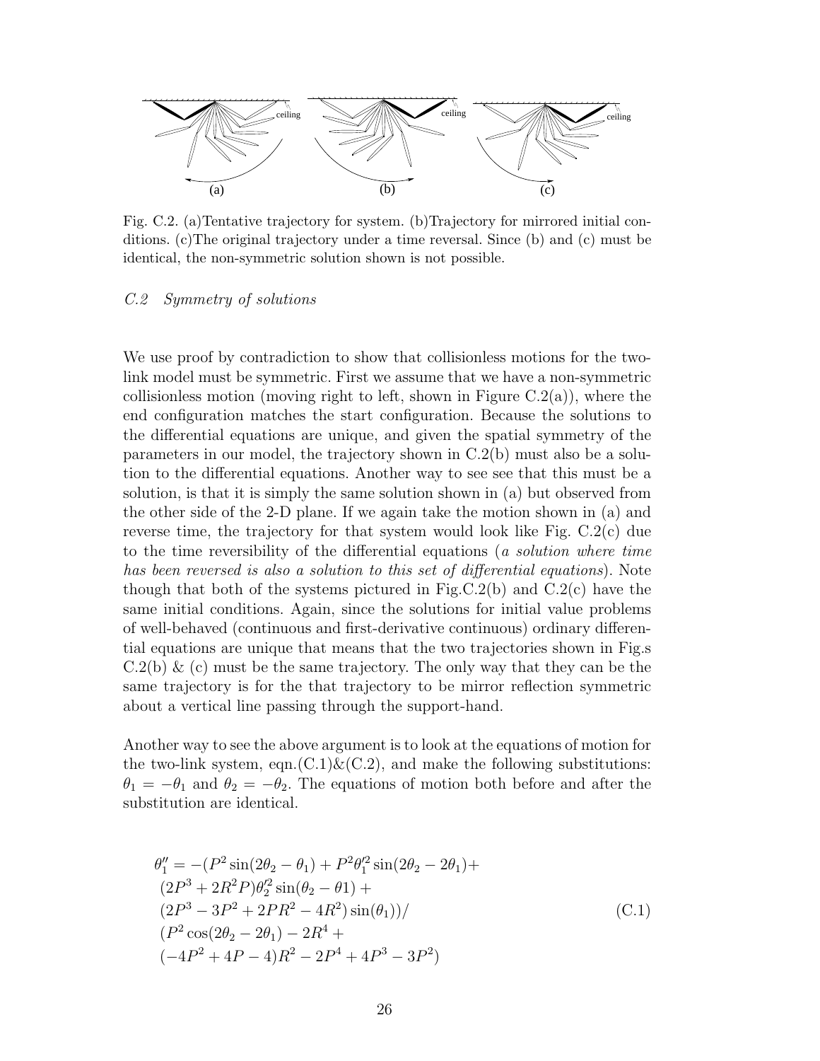Fig. C.2. (a)Tentative trajectory for system. (b)Trajectory for mirrored initial conditions. (c)The original trajectory under a time reversal. Since (b) and (c) must be identical, the non-symmetric solution shown is not possible.

### *C.2 Symmetry of solutions*

We use proof by contradiction to show that collisionless motions for the two-link model must be symmetric. First we assume that we have a non-symmetric collisionless motion (moving right to left, shown in Figure C.2(a)), where the end configuration matches the start configuration. Because the solutions to the differential equations are unique, and given the spatial symmetry of the parameters in our model, the trajectory shown in C.2(b) must also be a solution to the differential equations. Another way to see see that this must be a solution, is that it is simply the same solution shown in (a) but observed from the other side of the 2-D plane. If we again take the motion shown in (a) and reverse time, the trajectory for that system would look like Fig. C.2(c) due to the time reversibility of the differential equations (*a solution where time has been reversed is also a solution to this set of differential equations*). Note though that both of the systems pictured in Fig.C.2(b) and C.2(c) have the same initial conditions. Again, since the solutions for initial value problems of well-behaved (continuous and first-derivative continuous) ordinary differential equations are unique that means that the two trajectories shown in Fig.s C.2(b) & (c) must be the same trajectory. The only way that they can be the same trajectory is for the that trajectory to be mirror reflection symmetric about a vertical line passing through the support-hand.

Another way to see the above argument is to look at the equations of motion for the two-link system, eqn.(C.1)&(C.2), and make the following substitutions: $\theta_1 = -\theta_1$ and $\theta_2 = -\theta_2$. The equations of motion both before and after the substitution are identical.

$$
\begin{aligned}
&\theta_1'' = -(P^2 \sin(2\theta_2 - \theta_1) + P^2 \theta_1'^2 \sin(2\theta_2 - 2\theta_1) + \\
&(2P^3 + 2R^2 P)\theta_2'^2 \sin(\theta_2 - \theta 1) + \\
&(2P^3 - 3P^2 + 2PR^2 - 4R^2)\sin(\theta_1))/ \\
&(P^2 \cos(2\theta_2 - 2\theta_1) - 2R^4 + \\
&(-4P^2 + 4P - 4)R^2 - 2P^4 + 4P^3 - 3P^2)
\end{aligned}
\tag{C.1}
$$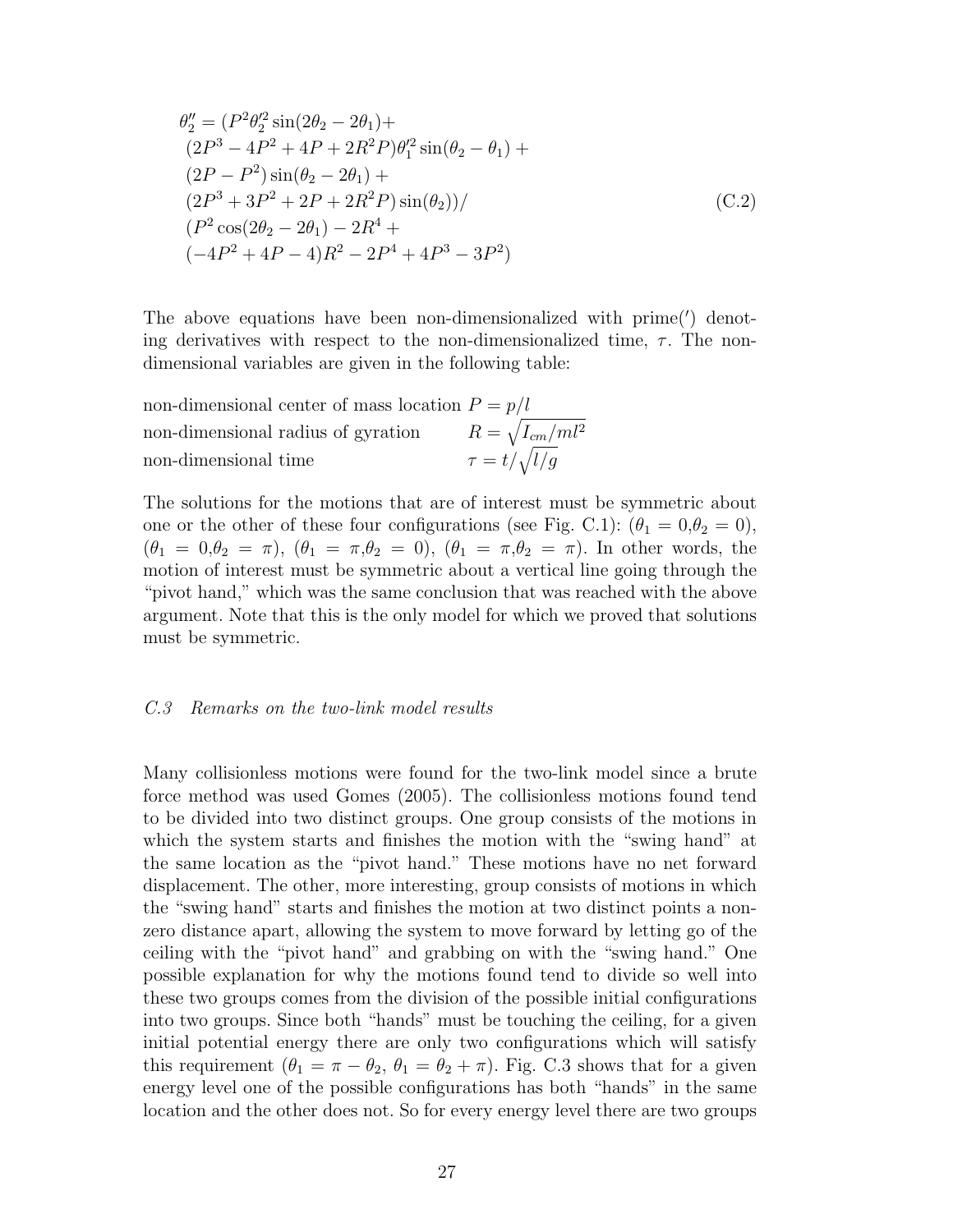$$
\begin{aligned}
\theta_2'' = {} & (P^2\theta_2'^2 \sin(2\theta_2 - 2\theta_1) + \\
& (2P^3 - 4P^2 + 4P + 2R^2P)\theta_1'^2 \sin(\theta_2 - \theta_1) + \\
& (2P - P^2)\sin(\theta_2 - 2\theta_1) + \\
& (2P^3 + 3P^2 + 2P + 2R^2P)\sin(\theta_2))/ \\
& (P^2\cos(2\theta_2 - 2\theta_1) - 2R^4 + \\
& (-4P^2 + 4P - 4)R^2 - 2P^4 + 4P^3 - 3P^2)
\end{aligned}
\tag{C.2}
$$

The above equations have been non-dimensionalized with prime($'$) denoting derivatives with respect to the non-dimensionalized time, $\tau$. The non-dimensional variables are given in the following table:

| | |
|---|---|
| non-dimensional center of mass location | $P = p/l$ |
| non-dimensional radius of gyration | $R = \sqrt{I_{cm}/ml^2}$ |
| non-dimensional time | $\tau = t/\sqrt{l/g}$ |

The solutions for the motions that are of interest must be symmetric about one or the other of these four configurations (see Fig. C.1): ($\theta_1 = 0$,$\theta_2 = 0$), ($\theta_1 = 0$,$\theta_2 = \pi$), ($\theta_1 = \pi$,$\theta_2 = 0$), ($\theta_1 = \pi$,$\theta_2 = \pi$). In other words, the motion of interest must be symmetric about a vertical line going through the "pivot hand," which was the same conclusion that was reached with the above argument. Note that this is the only model for which we proved that solutions must be symmetric.

### *C.3 Remarks on the two-link model results*

Many collisionless motions were found for the two-link model since a brute force method was used Gomes (2005). The collisionless motions found tend to be divided into two distinct groups. One group consists of the motions in which the system starts and finishes the motion with the "swing hand" at the same location as the "pivot hand." These motions have no net forward displacement. The other, more interesting, group consists of motions in which the "swing hand" starts and finishes the motion at two distinct points a non-zero distance apart, allowing the system to move forward by letting go of the ceiling with the "pivot hand" and grabbing on with the "swing hand." One possible explanation for why the motions found tend to divide so well into these two groups comes from the division of the possible initial configurations into two groups. Since both "hands" must be touching the ceiling, for a given initial potential energy there are only two configurations which will satisfy this requirement ($\theta_1 = \pi - \theta_2$, $\theta_1 = \theta_2 + \pi$). Fig. C.3 shows that for a given energy level one of the possible configurations has both "hands" in the same location and the other does not. So for every energy level there are two groups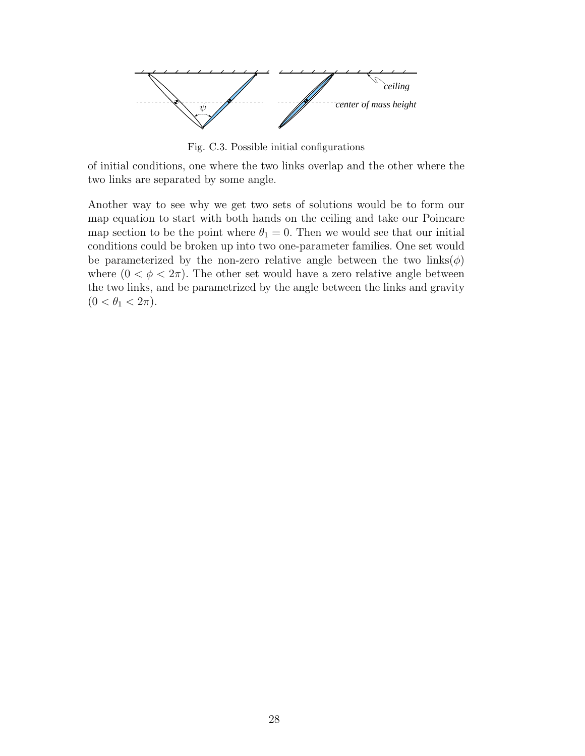ceiling

center of mass height

$\psi$

Fig. C.3. Possible initial configurations

of initial conditions, one where the two links overlap and the other where the two links are separated by some angle.

Another way to see why we get two sets of solutions would be to form our map equation to start with both hands on the ceiling and take our Poincare map section to be the point where $\theta_1 = 0$. Then we would see that our initial conditions could be broken up into two one-parameter families. One set would be parameterized by the non-zero relative angle between the two links($\phi$) where ($0 < \phi < 2\pi$). The other set would have a zero relative angle between the two links, and be parametrized by the angle between the links and gravity ($0 < \theta_1 < 2\pi$).